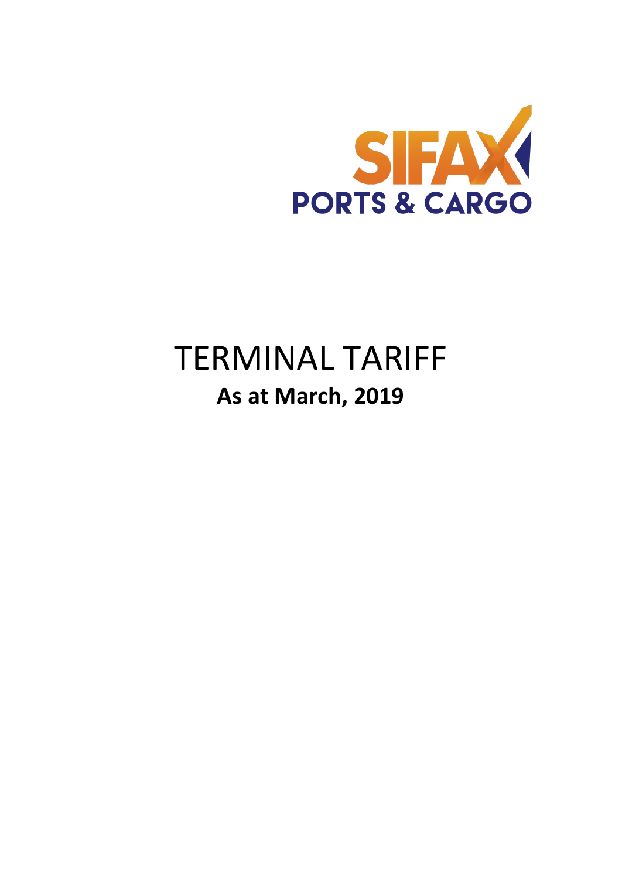SIFAX

PORTS & CARGO

# TERMINAL TARIFF

**As at March, 2019**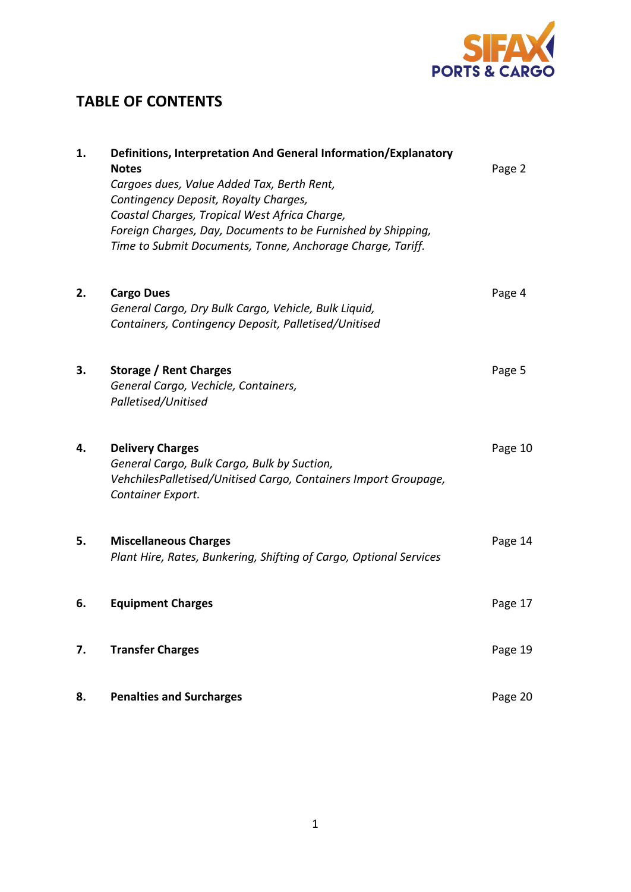## TABLE OF CONTENTS

| | | |
|---|---|---|
| **1.** | **Definitions, Interpretation And General Information/Explanatory Notes**<br>*Cargoes dues, Value Added Tax, Berth Rent, Contingency Deposit, Royalty Charges, Coastal Charges, Tropical West Africa Charge, Foreign Charges, Day, Documents to be Furnished by Shipping, Time to Submit Documents, Tonne, Anchorage Charge, Tariff.* | Page 2 |
| **2.** | **Cargo Dues**<br>*General Cargo, Dry Bulk Cargo, Vehicle, Bulk Liquid, Containers, Contingency Deposit, Palletised/Unitised* | Page 4 |
| **3.** | **Storage / Rent Charges**<br>*General Cargo, Vechicle, Containers, Palletised/Unitised* | Page 5 |
| **4.** | **Delivery Charges**<br>*General Cargo, Bulk Cargo, Bulk by Suction, VehchilesPalletised/Unitised Cargo, Containers Import Groupage, Container Export.* | Page 10 |
| **5.** | **Miscellaneous Charges**<br>*Plant Hire, Rates, Bunkering, Shifting of Cargo, Optional Services* | Page 14 |
| **6.** | **Equipment Charges** | Page 17 |
| **7.** | **Transfer Charges** | Page 19 |
| **8.** | **Penalties and Surcharges** | Page 20 |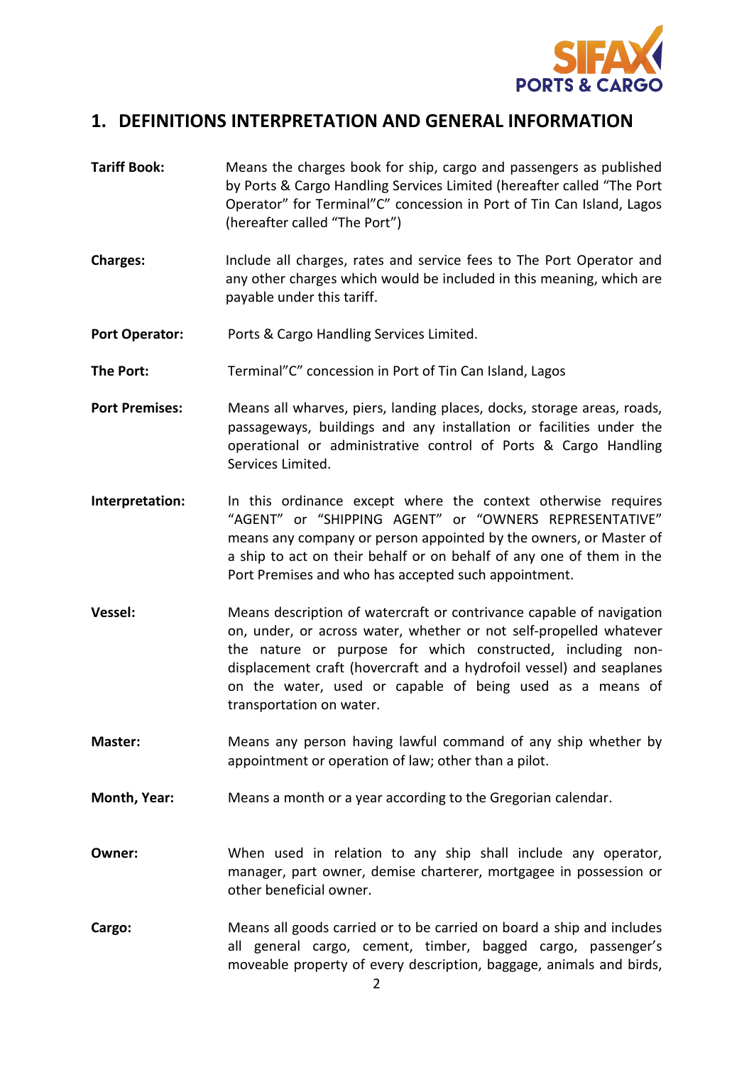## 1. DEFINITIONS INTERPRETATION AND GENERAL INFORMATION

**Tariff Book:** Means the charges book for ship, cargo and passengers as published by Ports & Cargo Handling Services Limited (hereafter called "The Port Operator" for Terminal"C" concession in Port of Tin Can Island, Lagos (hereafter called "The Port")

**Charges:** Include all charges, rates and service fees to The Port Operator and any other charges which would be included in this meaning, which are payable under this tariff.

**Port Operator:** Ports & Cargo Handling Services Limited.

**The Port:** Terminal"C" concession in Port of Tin Can Island, Lagos

**Port Premises:** Means all wharves, piers, landing places, docks, storage areas, roads, passageways, buildings and any installation or facilities under the operational or administrative control of Ports & Cargo Handling Services Limited.

**Interpretation:** In this ordinance except where the context otherwise requires "AGENT" or "SHIPPING AGENT" or "OWNERS REPRESENTATIVE" means any company or person appointed by the owners, or Master of a ship to act on their behalf or on behalf of any one of them in the Port Premises and who has accepted such appointment.

**Vessel:** Means description of watercraft or contrivance capable of navigation on, under, or across water, whether or not self-propelled whatever the nature or purpose for which constructed, including non-displacement craft (hovercraft and a hydrofoil vessel) and seaplanes on the water, used or capable of being used as a means of transportation on water.

**Master:** Means any person having lawful command of any ship whether by appointment or operation of law; other than a pilot.

**Month, Year:** Means a month or a year according to the Gregorian calendar.

**Owner:** When used in relation to any ship shall include any operator, manager, part owner, demise charterer, mortgagee in possession or other beneficial owner.

**Cargo:** Means all goods carried or to be carried on board a ship and includes all general cargo, cement, timber, bagged cargo, passenger's moveable property of every description, baggage, animals and birds,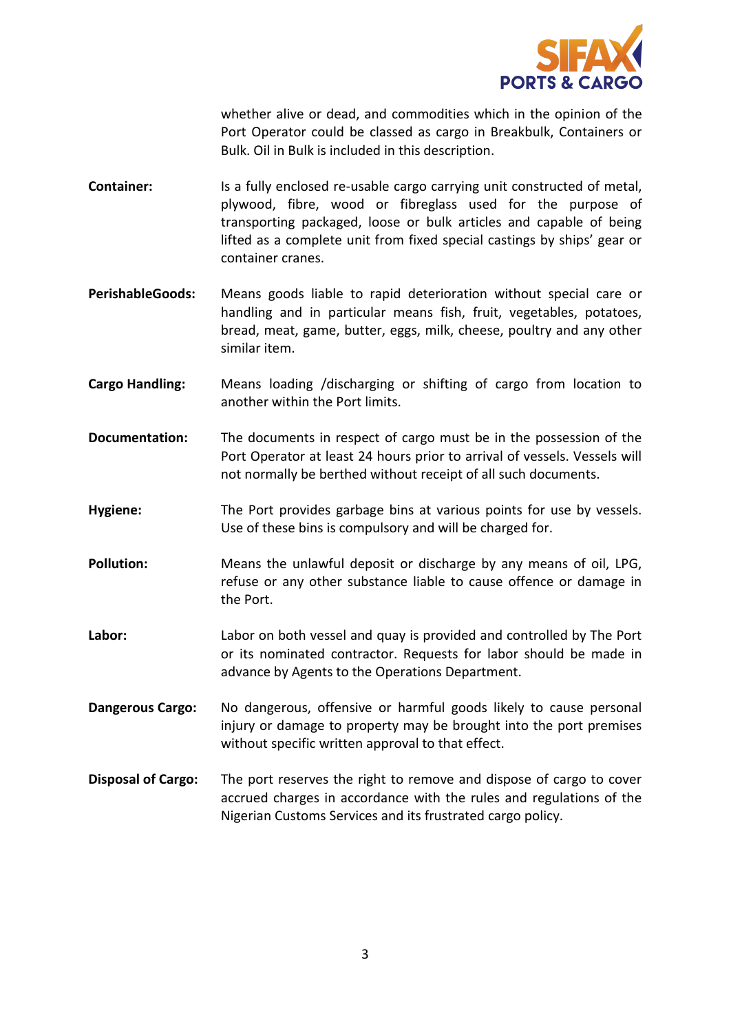whether alive or dead, and commodities which in the opinion of the Port Operator could be classed as cargo in Breakbulk, Containers or Bulk. Oil in Bulk is included in this description.

**Container:** Is a fully enclosed re-usable cargo carrying unit constructed of metal, plywood, fibre, wood or fibreglass used for the purpose of transporting packaged, loose or bulk articles and capable of being lifted as a complete unit from fixed special castings by ships' gear or container cranes.

**PerishableGoods:** Means goods liable to rapid deterioration without special care or handling and in particular means fish, fruit, vegetables, potatoes, bread, meat, game, butter, eggs, milk, cheese, poultry and any other similar item.

**Cargo Handling:** Means loading /discharging or shifting of cargo from location to another within the Port limits.

**Documentation:** The documents in respect of cargo must be in the possession of the Port Operator at least 24 hours prior to arrival of vessels. Vessels will not normally be berthed without receipt of all such documents.

**Hygiene:** The Port provides garbage bins at various points for use by vessels. Use of these bins is compulsory and will be charged for.

**Pollution:** Means the unlawful deposit or discharge by any means of oil, LPG, refuse or any other substance liable to cause offence or damage in the Port.

**Labor:** Labor on both vessel and quay is provided and controlled by The Port or its nominated contractor. Requests for labor should be made in advance by Agents to the Operations Department.

**Dangerous Cargo:** No dangerous, offensive or harmful goods likely to cause personal injury or damage to property may be brought into the port premises without specific written approval to that effect.

**Disposal of Cargo:** The port reserves the right to remove and dispose of cargo to cover accrued charges in accordance with the rules and regulations of the Nigerian Customs Services and its frustrated cargo policy.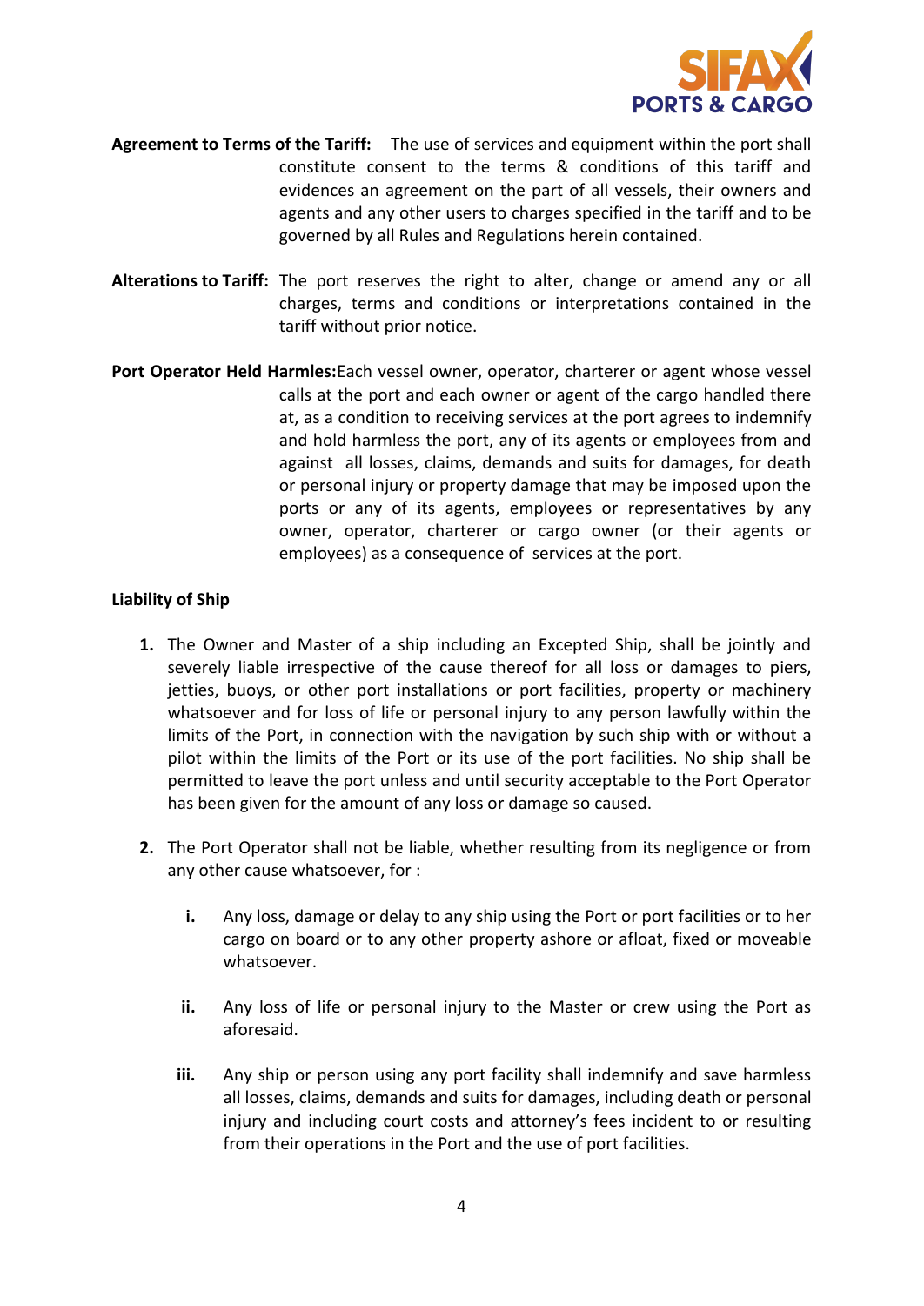**Agreement to Terms of the Tariff:** The use of services and equipment within the port shall constitute consent to the terms & conditions of this tariff and evidences an agreement on the part of all vessels, their owners and agents and any other users to charges specified in the tariff and to be governed by all Rules and Regulations herein contained.

**Alterations to Tariff:** The port reserves the right to alter, change or amend any or all charges, terms and conditions or interpretations contained in the tariff without prior notice.

**Port Operator Held Harmles:** Each vessel owner, operator, charterer or agent whose vessel calls at the port and each owner or agent of the cargo handled there at, as a condition to receiving services at the port agrees to indemnify and hold harmless the port, any of its agents or employees from and against all losses, claims, demands and suits for damages, for death or personal injury or property damage that may be imposed upon the ports or any of its agents, employees or representatives by any owner, operator, charterer or cargo owner (or their agents or employees) as a consequence of services at the port.

**Liability of Ship**

1. The Owner and Master of a ship including an Excepted Ship, shall be jointly and severely liable irrespective of the cause thereof for all loss or damages to piers, jetties, buoys, or other port installations or port facilities, property or machinery whatsoever and for loss of life or personal injury to any person lawfully within the limits of the Port, in connection with the navigation by such ship with or without a pilot within the limits of the Port or its use of the port facilities. No ship shall be permitted to leave the port unless and until security acceptable to the Port Operator has been given for the amount of any loss or damage so caused.

2. The Port Operator shall not be liable, whether resulting from its negligence or from any other cause whatsoever, for :

    i. Any loss, damage or delay to any ship using the Port or port facilities or to her cargo on board or to any other property ashore or afloat, fixed or moveable whatsoever.

    ii. Any loss of life or personal injury to the Master or crew using the Port as aforesaid.

    iii. Any ship or person using any port facility shall indemnify and save harmless all losses, claims, demands and suits for damages, including death or personal injury and including court costs and attorney's fees incident to or resulting from their operations in the Port and the use of port facilities.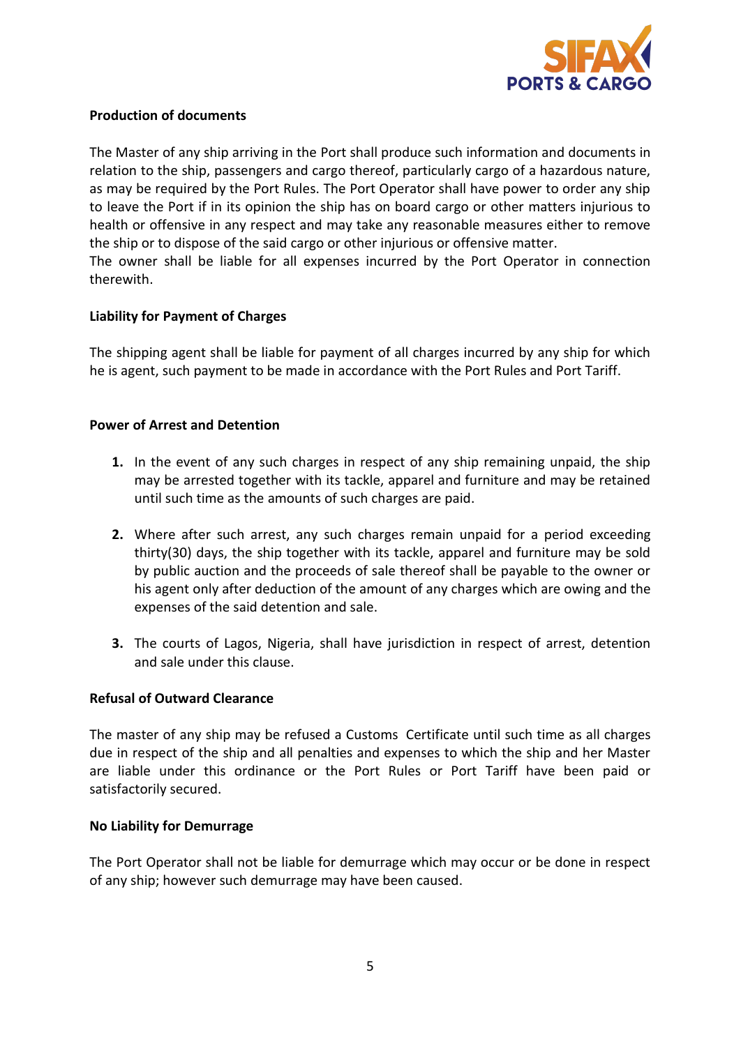**Production of documents**

The Master of any ship arriving in the Port shall produce such information and documents in relation to the ship, passengers and cargo thereof, particularly cargo of a hazardous nature, as may be required by the Port Rules. The Port Operator shall have power to order any ship to leave the Port if in its opinion the ship has on board cargo or other matters injurious to health or offensive in any respect and may take any reasonable measures either to remove the ship or to dispose of the said cargo or other injurious or offensive matter.
The owner shall be liable for all expenses incurred by the Port Operator in connection therewith.

**Liability for Payment of Charges**

The shipping agent shall be liable for payment of all charges incurred by any ship for which he is agent, such payment to be made in accordance with the Port Rules and Port Tariff.

**Power of Arrest and Detention**

1. In the event of any such charges in respect of any ship remaining unpaid, the ship may be arrested together with its tackle, apparel and furniture and may be retained until such time as the amounts of such charges are paid.

2. Where after such arrest, any such charges remain unpaid for a period exceeding thirty(30) days, the ship together with its tackle, apparel and furniture may be sold by public auction and the proceeds of sale thereof shall be payable to the owner or his agent only after deduction of the amount of any charges which are owing and the expenses of the said detention and sale.

3. The courts of Lagos, Nigeria, shall have jurisdiction in respect of arrest, detention and sale under this clause.

**Refusal of Outward Clearance**

The master of any ship may be refused a Customs Certificate until such time as all charges due in respect of the ship and all penalties and expenses to which the ship and her Master are liable under this ordinance or the Port Rules or Port Tariff have been paid or satisfactorily secured.

**No Liability for Demurrage**

The Port Operator shall not be liable for demurrage which may occur or be done in respect of any ship; however such demurrage may have been caused.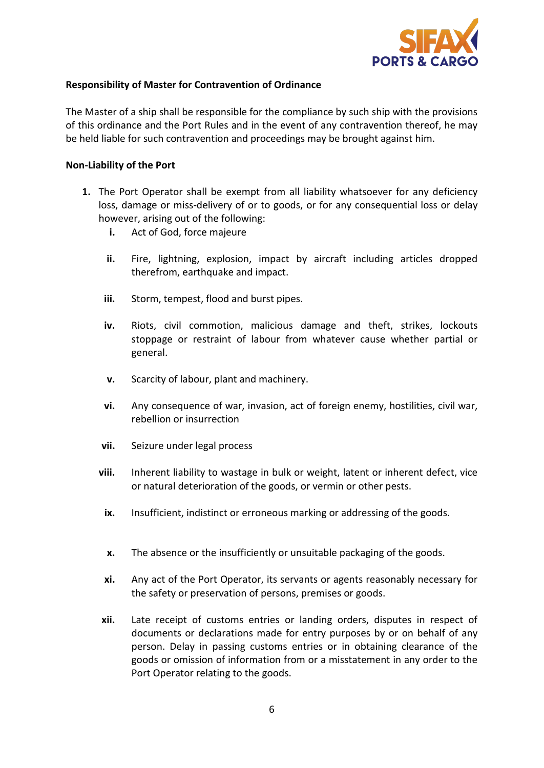**Responsibility of Master for Contravention of Ordinance**

The Master of a ship shall be responsible for the compliance by such ship with the provisions of this ordinance and the Port Rules and in the event of any contravention thereof, he may be held liable for such contravention and proceedings may be brought against him.

**Non-Liability of the Port**

1. The Port Operator shall be exempt from all liability whatsoever for any deficiency loss, damage or miss-delivery of or to goods, or for any consequential loss or delay however, arising out of the following:
   - i. Act of God, force majeure
   - ii. Fire, lightning, explosion, impact by aircraft including articles dropped therefrom, earthquake and impact.
   - iii. Storm, tempest, flood and burst pipes.
   - iv. Riots, civil commotion, malicious damage and theft, strikes, lockouts stoppage or restraint of labour from whatever cause whether partial or general.
   - v. Scarcity of labour, plant and machinery.
   - vi. Any consequence of war, invasion, act of foreign enemy, hostilities, civil war, rebellion or insurrection
   - vii. Seizure under legal process
   - viii. Inherent liability to wastage in bulk or weight, latent or inherent defect, vice or natural deterioration of the goods, or vermin or other pests.
   - ix. Insufficient, indistinct or erroneous marking or addressing of the goods.
   - x. The absence or the insufficiently or unsuitable packaging of the goods.
   - xi. Any act of the Port Operator, its servants or agents reasonably necessary for the safety or preservation of persons, premises or goods.
   - xii. Late receipt of customs entries or landing orders, disputes in respect of documents or declarations made for entry purposes by or on behalf of any person. Delay in passing customs entries or in obtaining clearance of the goods or omission of information from or a misstatement in any order to the Port Operator relating to the goods.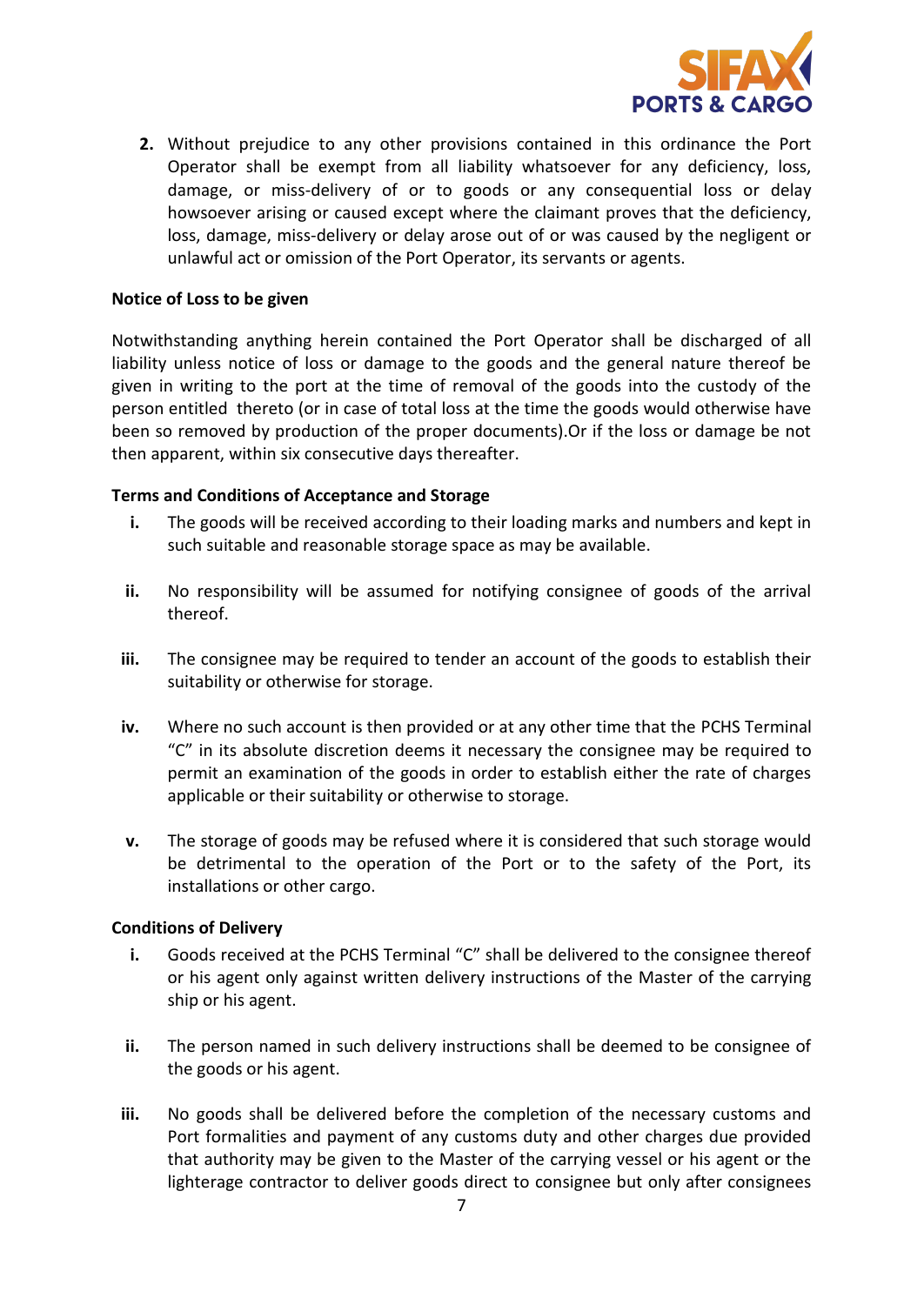2. Without prejudice to any other provisions contained in this ordinance the Port Operator shall be exempt from all liability whatsoever for any deficiency, loss, damage, or miss-delivery of or to goods or any consequential loss or delay howsoever arising or caused except where the claimant proves that the deficiency, loss, damage, miss-delivery or delay arose out of or was caused by the negligent or unlawful act or omission of the Port Operator, its servants or agents.

**Notice of Loss to be given**

Notwithstanding anything herein contained the Port Operator shall be discharged of all liability unless notice of loss or damage to the goods and the general nature thereof be given in writing to the port at the time of removal of the goods into the custody of the person entitled thereto (or in case of total loss at the time the goods would otherwise have been so removed by production of the proper documents).Or if the loss or damage be not then apparent, within six consecutive days thereafter.

**Terms and Conditions of Acceptance and Storage**

i. The goods will be received according to their loading marks and numbers and kept in such suitable and reasonable storage space as may be available.

ii. No responsibility will be assumed for notifying consignee of goods of the arrival thereof.

iii. The consignee may be required to tender an account of the goods to establish their suitability or otherwise for storage.

iv. Where no such account is then provided or at any other time that the PCHS Terminal "C" in its absolute discretion deems it necessary the consignee may be required to permit an examination of the goods in order to establish either the rate of charges applicable or their suitability or otherwise to storage.

v. The storage of goods may be refused where it is considered that such storage would be detrimental to the operation of the Port or to the safety of the Port, its installations or other cargo.

**Conditions of Delivery**

i. Goods received at the PCHS Terminal "C" shall be delivered to the consignee thereof or his agent only against written delivery instructions of the Master of the carrying ship or his agent.

ii. The person named in such delivery instructions shall be deemed to be consignee of the goods or his agent.

iii. No goods shall be delivered before the completion of the necessary customs and Port formalities and payment of any customs duty and other charges due provided that authority may be given to the Master of the carrying vessel or his agent or the lighterage contractor to deliver goods direct to consignee but only after consignees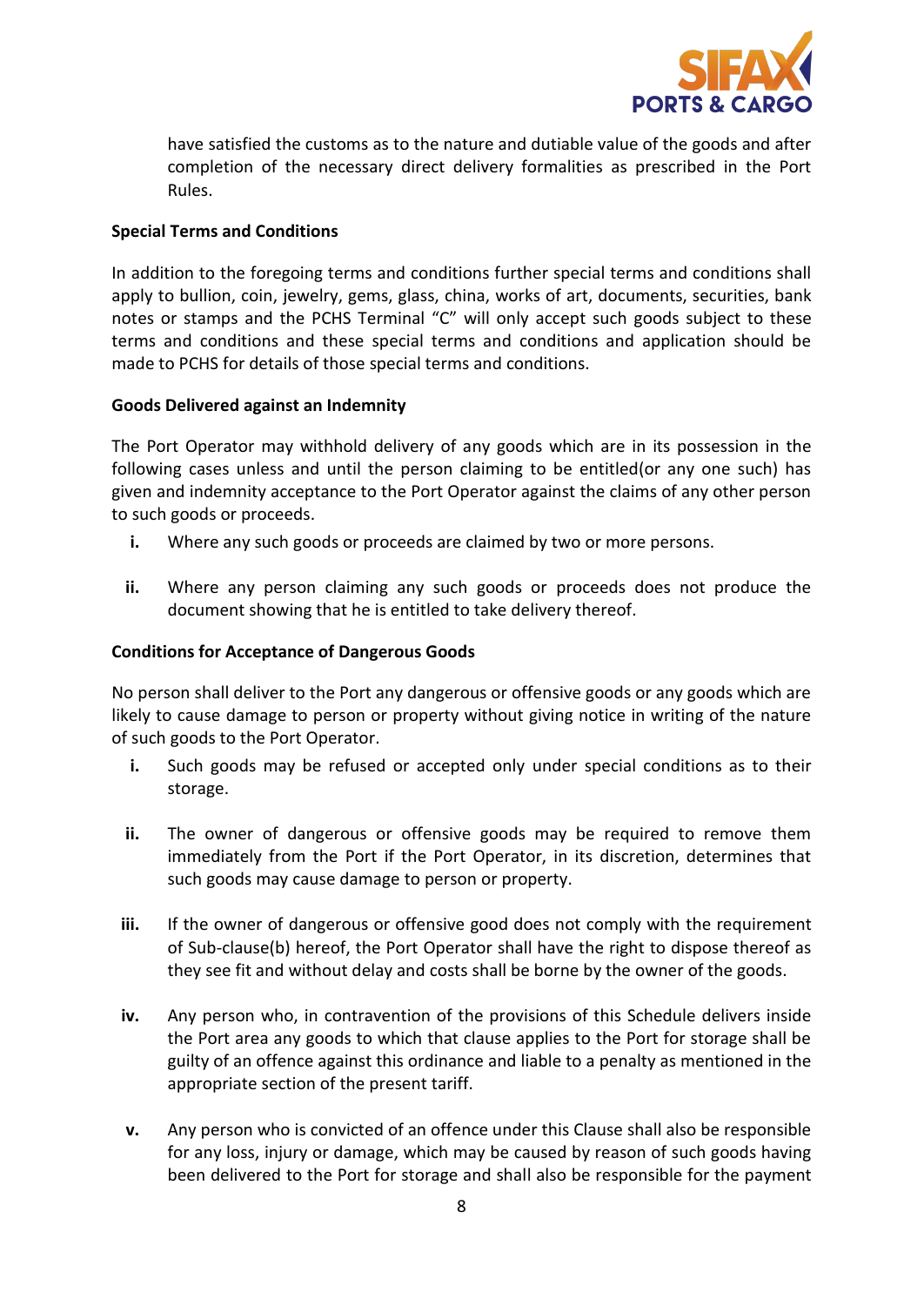have satisfied the customs as to the nature and dutiable value of the goods and after completion of the necessary direct delivery formalities as prescribed in the Port Rules.

**Special Terms and Conditions**

In addition to the foregoing terms and conditions further special terms and conditions shall apply to bullion, coin, jewelry, gems, glass, china, works of art, documents, securities, bank notes or stamps and the PCHS Terminal "C" will only accept such goods subject to these terms and conditions and these special terms and conditions and application should be made to PCHS for details of those special terms and conditions.

**Goods Delivered against an Indemnity**

The Port Operator may withhold delivery of any goods which are in its possession in the following cases unless and until the person claiming to be entitled(or any one such) has given and indemnity acceptance to the Port Operator against the claims of any other person to such goods or proceeds.

- **i.** Where any such goods or proceeds are claimed by two or more persons.
- **ii.** Where any person claiming any such goods or proceeds does not produce the document showing that he is entitled to take delivery thereof.

**Conditions for Acceptance of Dangerous Goods**

No person shall deliver to the Port any dangerous or offensive goods or any goods which are likely to cause damage to person or property without giving notice in writing of the nature of such goods to the Port Operator.

- **i.** Such goods may be refused or accepted only under special conditions as to their storage.
- **ii.** The owner of dangerous or offensive goods may be required to remove them immediately from the Port if the Port Operator, in its discretion, determines that such goods may cause damage to person or property.
- **iii.** If the owner of dangerous or offensive good does not comply with the requirement of Sub-clause(b) hereof, the Port Operator shall have the right to dispose thereof as they see fit and without delay and costs shall be borne by the owner of the goods.
- **iv.** Any person who, in contravention of the provisions of this Schedule delivers inside the Port area any goods to which that clause applies to the Port for storage shall be guilty of an offence against this ordinance and liable to a penalty as mentioned in the appropriate section of the present tariff.
- **v.** Any person who is convicted of an offence under this Clause shall also be responsible for any loss, injury or damage, which may be caused by reason of such goods having been delivered to the Port for storage and shall also be responsible for the payment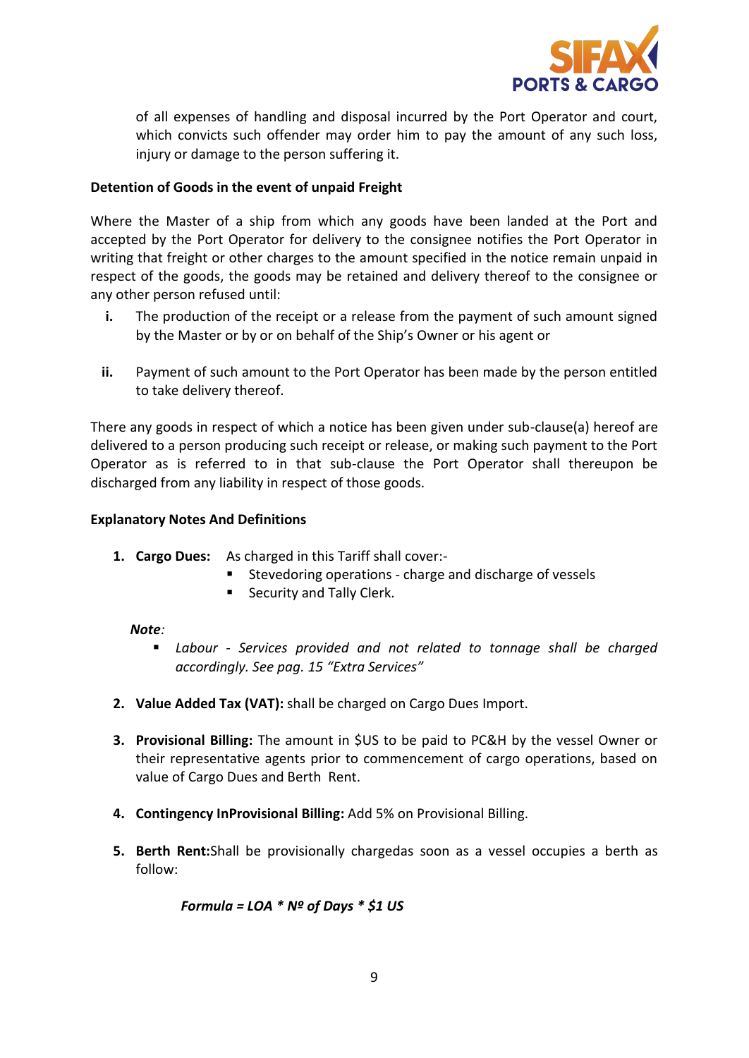of all expenses of handling and disposal incurred by the Port Operator and court, which convicts such offender may order him to pay the amount of any such loss, injury or damage to the person suffering it.

**Detention of Goods in the event of unpaid Freight**

Where the Master of a ship from which any goods have been landed at the Port and accepted by the Port Operator for delivery to the consignee notifies the Port Operator in writing that freight or other charges to the amount specified in the notice remain unpaid in respect of the goods, the goods may be retained and delivery thereof to the consignee or any other person refused until:

- **i.** The production of the receipt or a release from the payment of such amount signed by the Master or by or on behalf of the Ship's Owner or his agent or
- **ii.** Payment of such amount to the Port Operator has been made by the person entitled to take delivery thereof.

There any goods in respect of which a notice has been given under sub-clause(a) hereof are delivered to a person producing such receipt or release, or making such payment to the Port Operator as is referred to in that sub-clause the Port Operator shall thereupon be discharged from any liability in respect of those goods.

**Explanatory Notes And Definitions**

1. **Cargo Dues:** As charged in this Tariff shall cover:-
   - Stevedoring operations - charge and discharge of vessels
   - Security and Tally Clerk.

   ***Note**:*
   - *Labour - Services provided and not related to tonnage shall be charged accordingly. See pag. 15 "Extra Services"*

2. **Value Added Tax (VAT):** shall be charged on Cargo Dues Import.

3. **Provisional Billing:** The amount in $US to be paid to PC&H by the vessel Owner or their representative agents prior to commencement of cargo operations, based on value of Cargo Dues and Berth Rent.

4. **Contingency InProvisional Billing:** Add 5% on Provisional Billing.

5. **Berth Rent:**Shall be provisionally chargedas soon as a vessel occupies a berth as follow:

   ***Formula = LOA * Nº of Days * $1 US***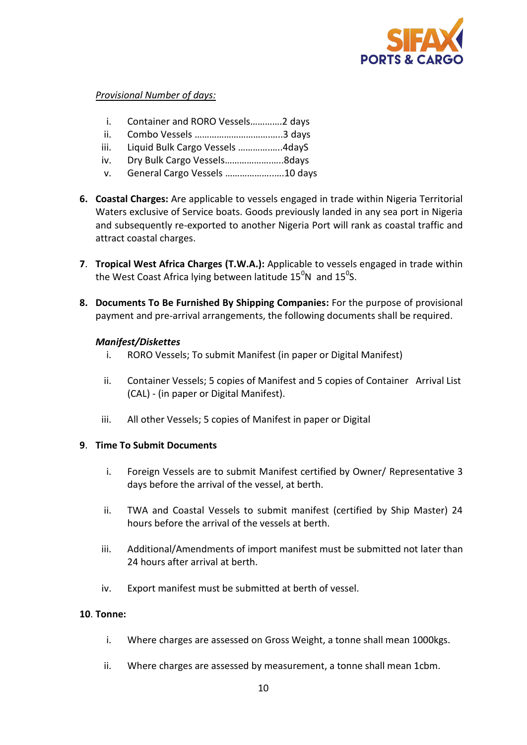*Provisional Number of days:*

i. Container and RORO Vessels…………2 days
ii. Combo Vessels ……………………………..3 days
iii. Liquid Bulk Cargo Vessels ……………..4dayS
iv. Dry Bulk Cargo Vessels…………………..8days
v. General Cargo Vessels …………………..10 days

**6. Coastal Charges:** Are applicable to vessels engaged in trade within Nigeria Territorial Waters exclusive of Service boats. Goods previously landed in any sea port in Nigeria and subsequently re-exported to another Nigeria Port will rank as coastal traffic and attract coastal charges.

**7. Tropical West Africa Charges (T.W.A.):** Applicable to vessels engaged in trade within the West Coast Africa lying between latitude $15^0$N and $15^0$S.

**8. Documents To Be Furnished By Shipping Companies:** For the purpose of provisional payment and pre-arrival arrangements, the following documents shall be required.

***Manifest/Diskettes***

i. RORO Vessels; To submit Manifest (in paper or Digital Manifest)

ii. Container Vessels; 5 copies of Manifest and 5 copies of Container Arrival List (CAL) - (in paper or Digital Manifest).

iii. All other Vessels; 5 copies of Manifest in paper or Digital

**9. Time To Submit Documents**

i. Foreign Vessels are to submit Manifest certified by Owner/ Representative 3 days before the arrival of the vessel, at berth.

ii. TWA and Coastal Vessels to submit manifest (certified by Ship Master) 24 hours before the arrival of the vessels at berth.

iii. Additional/Amendments of import manifest must be submitted not later than 24 hours after arrival at berth.

iv. Export manifest must be submitted at berth of vessel.

**10. Tonne:**

i. Where charges are assessed on Gross Weight, a tonne shall mean 1000kgs.

ii. Where charges are assessed by measurement, a tonne shall mean 1cbm.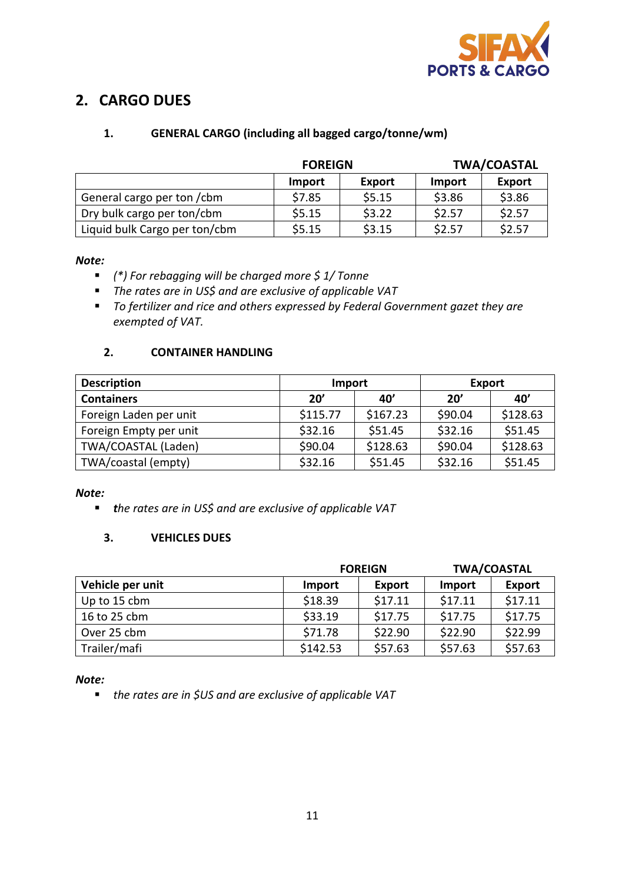## 2. CARGO DUES

### 1. GENERAL CARGO (including all bagged cargo/tonne/wm)

| | FOREIGN | | TWA/COASTAL | |
|---|---|---|---|---|
| | Import | Export | Import | Export |
| General cargo per ton /cbm | $7.85 | $5.15 | $3.86 | $3.86 |
| Dry bulk cargo per ton/cbm | $5.15 | $3.22 | $2.57 | $2.57 |
| Liquid bulk Cargo per ton/cbm | $5.15 | $3.15 | $2.57 | $2.57 |

***Note:***

- *(*) For rebagging will be charged more $ 1/ Tonne*
- *The rates are in US$ and are exclusive of applicable VAT*
- *To fertilizer and rice and others expressed by Federal Government gazet they are exempted of VAT.*

### 2. CONTAINER HANDLING

| Description | Import | | Export | |
|---|---|---|---|---|
| **Containers** | **20'** | **40'** | **20'** | **40'** |
| Foreign Laden per unit | $115.77 | $167.23 | $90.04 | $128.63 |
| Foreign Empty per unit | $32.16 | $51.45 | $32.16 | $51.45 |
| TWA/COASTAL (Laden) | $90.04 | $128.63 | $90.04 | $128.63 |
| TWA/coastal (empty) | $32.16 | $51.45 | $32.16 | $51.45 |

***Note:***

- ***t**he rates are in US$ and are exclusive of applicable VAT*

### 3. VEHICLES DUES

| | FOREIGN | | TWA/COASTAL | |
|---|---|---|---|---|
| **Vehicle per unit** | **Import** | **Export** | **Import** | **Export** |
| Up to 15 cbm | $18.39 | $17.11 | $17.11 | $17.11 |
| 16 to 25 cbm | $33.19 | $17.75 | $17.75 | $17.75 |
| Over 25 cbm | $71.78 | $22.90 | $22.90 | $22.99 |
| Trailer/mafi | $142.53 | $57.63 | $57.63 | $57.63 |

***Note:***

- *the rates are in $US and are exclusive of applicable VAT*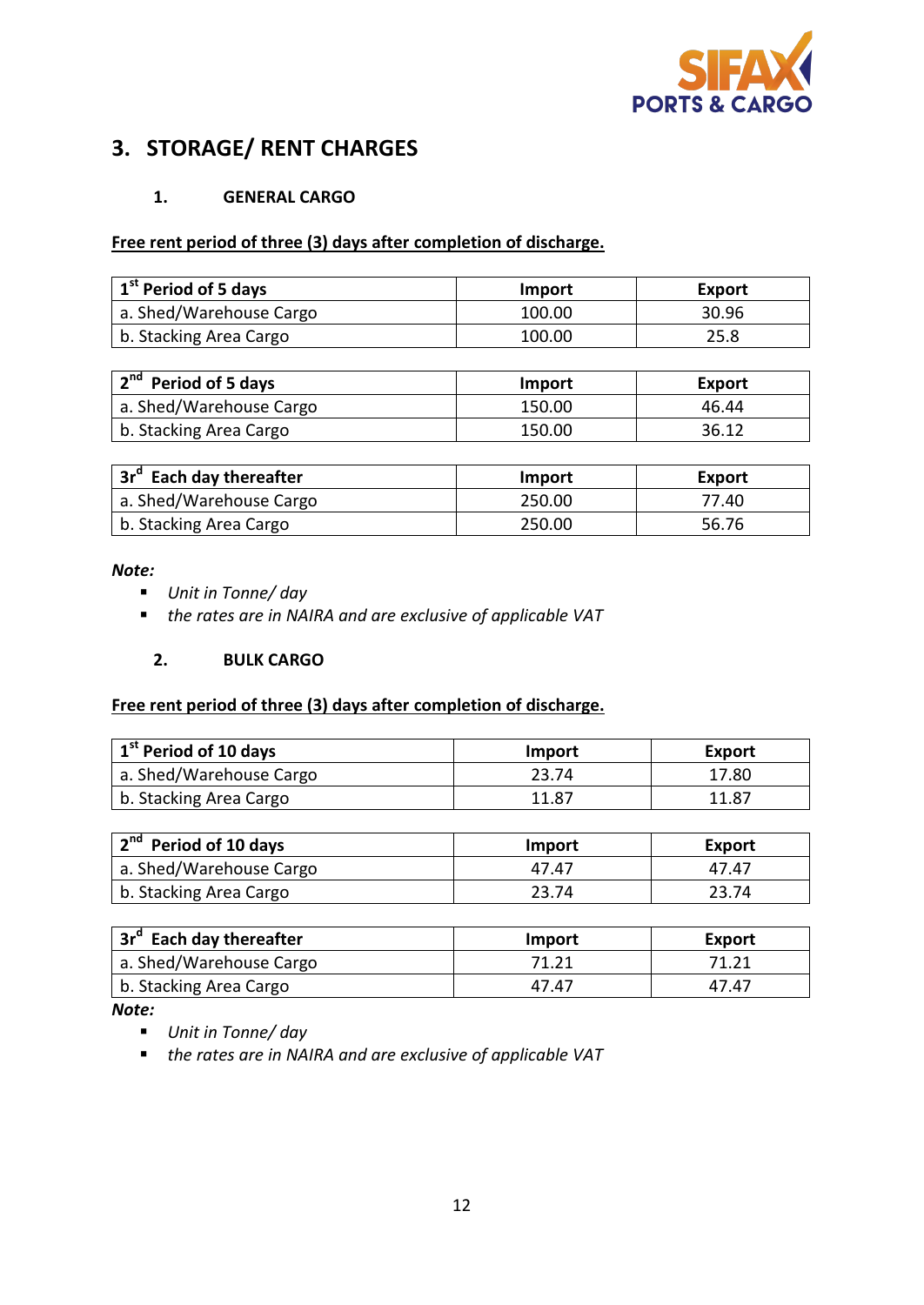## 3. STORAGE/ RENT CHARGES

### 1. GENERAL CARGO

**Free rent period of three (3) days after completion of discharge.**

| 1st Period of 5 days | Import | Export |
|---|---|---|
| a. Shed/Warehouse Cargo | 100.00 | 30.96 |
| b. Stacking Area Cargo | 100.00 | 25.8 |

| 2nd Period of 5 days | Import | Export |
|---|---|---|
| a. Shed/Warehouse Cargo | 150.00 | 46.44 |
| b. Stacking Area Cargo | 150.00 | 36.12 |

| 3rd Each day thereafter | Import | Export |
|---|---|---|
| a. Shed/Warehouse Cargo | 250.00 | 77.40 |
| b. Stacking Area Cargo | 250.00 | 56.76 |

***Note:***

- *Unit in Tonne/ day*
- *the rates are in NAIRA and are exclusive of applicable VAT*

### 2. BULK CARGO

**Free rent period of three (3) days after completion of discharge.**

| 1st Period of 10 days | Import | Export |
|---|---|---|
| a. Shed/Warehouse Cargo | 23.74 | 17.80 |
| b. Stacking Area Cargo | 11.87 | 11.87 |

| 2nd Period of 10 days | Import | Export |
|---|---|---|
| a. Shed/Warehouse Cargo | 47.47 | 47.47 |
| b. Stacking Area Cargo | 23.74 | 23.74 |

| 3rd Each day thereafter | Import | Export |
|---|---|---|
| a. Shed/Warehouse Cargo | 71.21 | 71.21 |
| b. Stacking Area Cargo | 47.47 | 47.47 |

***Note:***

- *Unit in Tonne/ day*
- *the rates are in NAIRA and are exclusive of applicable VAT*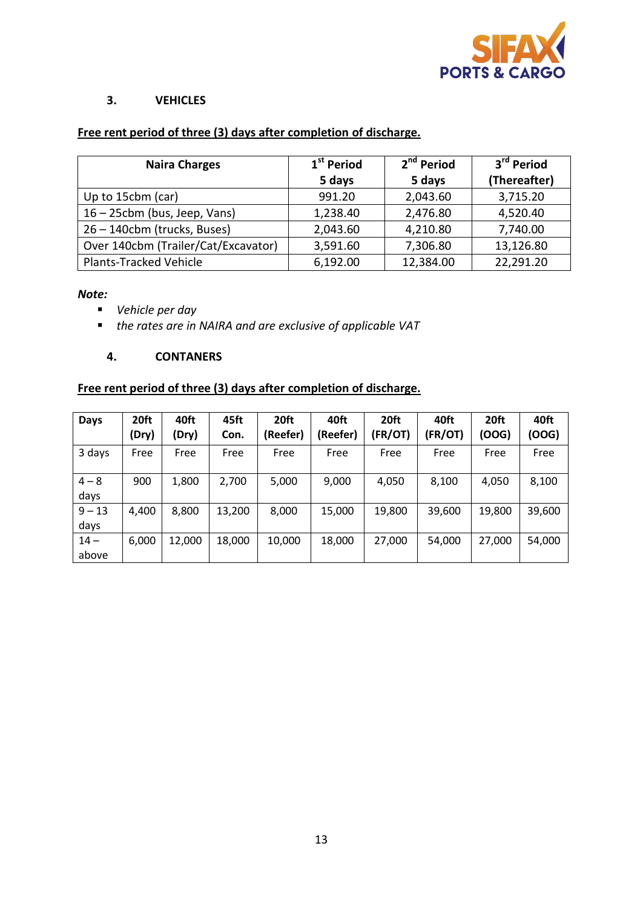### 3. VEHICLES

**Free rent period of three (3) days after completion of discharge.**

| Naira Charges | 1st Period 5 days | 2nd Period 5 days | 3rd Period (Thereafter) |
|---|---|---|---|
| Up to 15cbm (car) | 991.20 | 2,043.60 | 3,715.20 |
| 16 – 25cbm (bus, Jeep, Vans) | 1,238.40 | 2,476.80 | 4,520.40 |
| 26 – 140cbm (trucks, Buses) | 2,043.60 | 4,210.80 | 7,740.00 |
| Over 140cbm (Trailer/Cat/Excavator) | 3,591.60 | 7,306.80 | 13,126.80 |
| Plants-Tracked Vehicle | 6,192.00 | 12,384.00 | 22,291.20 |

***Note:***

- *Vehicle per day*
- *the rates are in NAIRA and are exclusive of applicable VAT*

### 4. CONTANERS

**Free rent period of three (3) days after completion of discharge.**

| Days | 20ft (Dry) | 40ft (Dry) | 45ft Con. | 20ft (Reefer) | 40ft (Reefer) | 20ft (FR/OT) | 40ft (FR/OT) | 20ft (OOG) | 40ft (OOG) |
|---|---|---|---|---|---|---|---|---|---|
| 3 days | Free | Free | Free | Free | Free | Free | Free | Free | Free |
| 4 – 8 days | 900 | 1,800 | 2,700 | 5,000 | 9,000 | 4,050 | 8,100 | 4,050 | 8,100 |
| 9 – 13 days | 4,400 | 8,800 | 13,200 | 8,000 | 15,000 | 19,800 | 39,600 | 19,800 | 39,600 |
| 14 – above | 6,000 | 12,000 | 18,000 | 10,000 | 18,000 | 27,000 | 54,000 | 27,000 | 54,000 |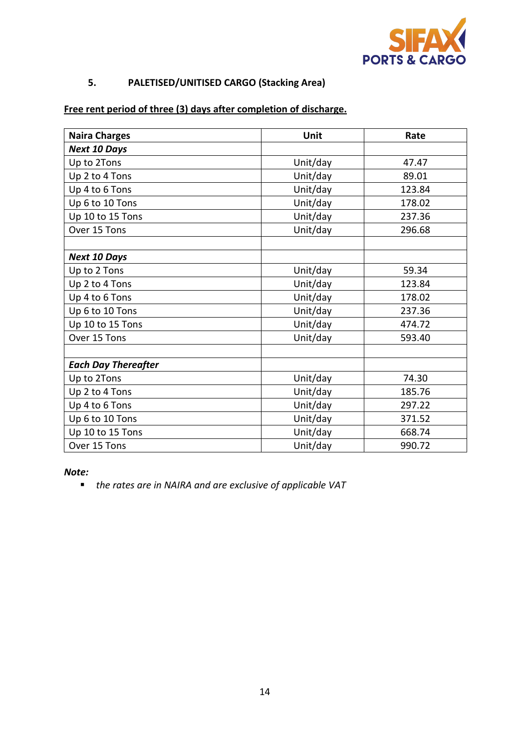## 5. PALETISED/UNITISED CARGO (Stacking Area)

**Free rent period of three (3) days after completion of discharge.**

| Naira Charges | Unit | Rate |
|---|---|---|
| ***Next 10 Days*** | | |
| Up to 2Tons | Unit/day | 47.47 |
| Up 2 to 4 Tons | Unit/day | 89.01 |
| Up 4 to 6 Tons | Unit/day | 123.84 |
| Up 6 to 10 Tons | Unit/day | 178.02 |
| Up 10 to 15 Tons | Unit/day | 237.36 |
| Over 15 Tons | Unit/day | 296.68 |
| | | |
| ***Next 10 Days*** | | |
| Up to 2 Tons | Unit/day | 59.34 |
| Up 2 to 4 Tons | Unit/day | 123.84 |
| Up 4 to 6 Tons | Unit/day | 178.02 |
| Up 6 to 10 Tons | Unit/day | 237.36 |
| Up 10 to 15 Tons | Unit/day | 474.72 |
| Over 15 Tons | Unit/day | 593.40 |
| | | |
| ***Each Day Thereafter*** | | |
| Up to 2Tons | Unit/day | 74.30 |
| Up 2 to 4 Tons | Unit/day | 185.76 |
| Up 4 to 6 Tons | Unit/day | 297.22 |
| Up 6 to 10 Tons | Unit/day | 371.52 |
| Up 10 to 15 Tons | Unit/day | 668.74 |
| Over 15 Tons | Unit/day | 990.72 |

***Note:***

- *the rates are in NAIRA and are exclusive of applicable VAT*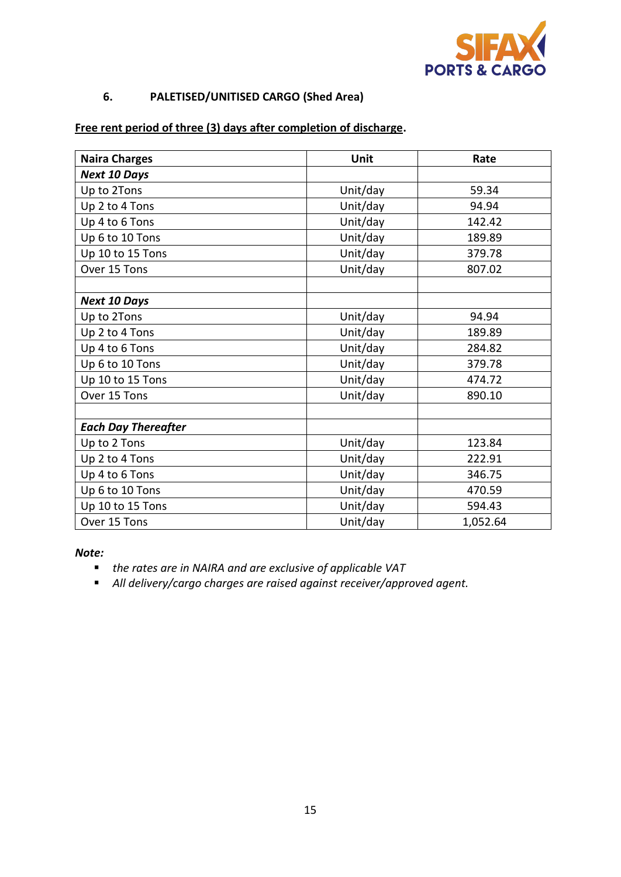## 6. PALETISED/UNITISED CARGO (Shed Area)

**Free rent period of three (3) days after completion of discharge.**

| Naira Charges | Unit | Rate |
|---|---|---|
| ***Next 10 Days*** | | |
| Up to 2Tons | Unit/day | 59.34 |
| Up 2 to 4 Tons | Unit/day | 94.94 |
| Up 4 to 6 Tons | Unit/day | 142.42 |
| Up 6 to 10 Tons | Unit/day | 189.89 |
| Up 10 to 15 Tons | Unit/day | 379.78 |
| Over 15 Tons | Unit/day | 807.02 |
| | | |
| ***Next 10 Days*** | | |
| Up to 2Tons | Unit/day | 94.94 |
| Up 2 to 4 Tons | Unit/day | 189.89 |
| Up 4 to 6 Tons | Unit/day | 284.82 |
| Up 6 to 10 Tons | Unit/day | 379.78 |
| Up 10 to 15 Tons | Unit/day | 474.72 |
| Over 15 Tons | Unit/day | 890.10 |
| | | |
| ***Each Day Thereafter*** | | |
| Up to 2 Tons | Unit/day | 123.84 |
| Up 2 to 4 Tons | Unit/day | 222.91 |
| Up 4 to 6 Tons | Unit/day | 346.75 |
| Up 6 to 10 Tons | Unit/day | 470.59 |
| Up 10 to 15 Tons | Unit/day | 594.43 |
| Over 15 Tons | Unit/day | 1,052.64 |

***Note:***

- *the rates are in NAIRA and are exclusive of applicable VAT*
- *All delivery/cargo charges are raised against receiver/approved agent.*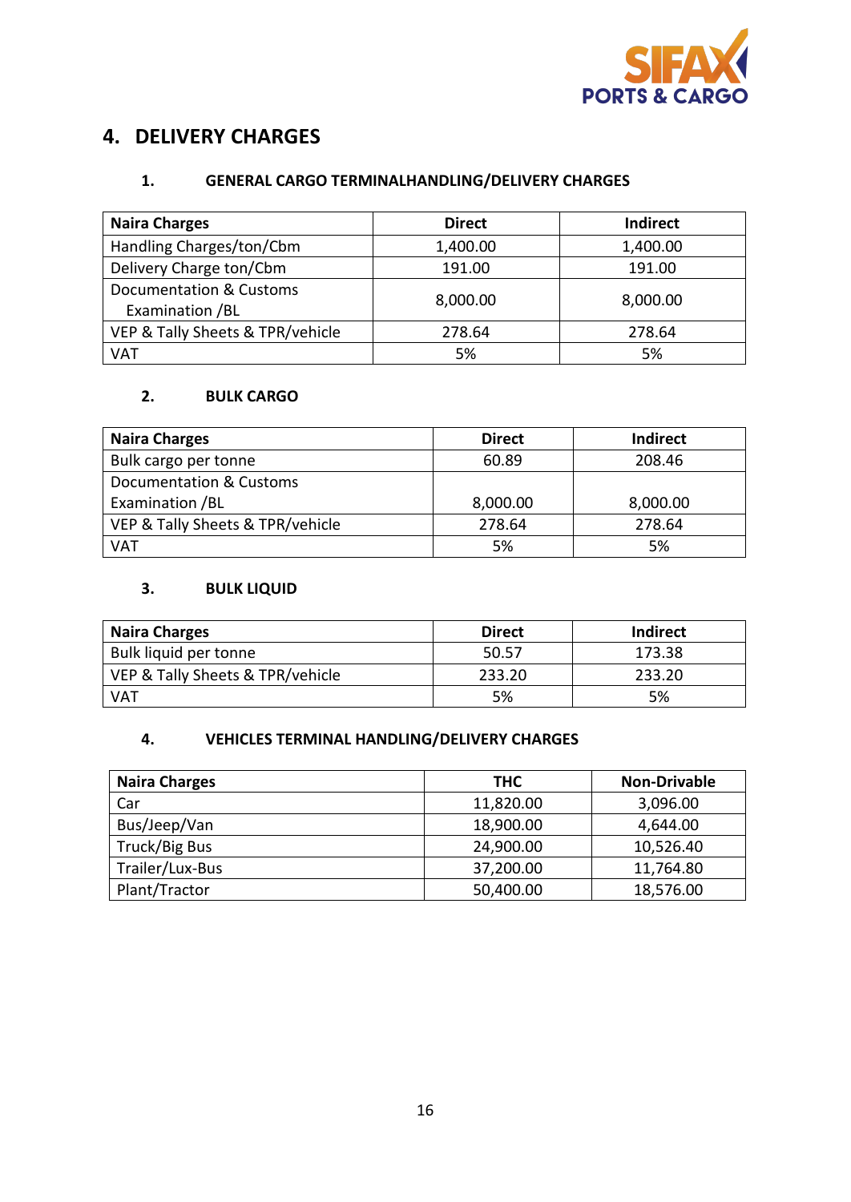## 4. DELIVERY CHARGES

### 1. GENERAL CARGO TERMINALHANDLING/DELIVERY CHARGES

| Naira Charges | Direct | Indirect |
|---|---|---|
| Handling Charges/ton/Cbm | 1,400.00 | 1,400.00 |
| Delivery Charge ton/Cbm | 191.00 | 191.00 |
| Documentation & Customs Examination /BL | 8,000.00 | 8,000.00 |
| VEP & Tally Sheets & TPR/vehicle | 278.64 | 278.64 |
| VAT | 5% | 5% |

### 2. BULK CARGO

| Naira Charges | Direct | Indirect |
|---|---|---|
| Bulk cargo per tonne | 60.89 | 208.46 |
| Documentation & Customs Examination /BL | 8,000.00 | 8,000.00 |
| VEP & Tally Sheets & TPR/vehicle | 278.64 | 278.64 |
| VAT | 5% | 5% |

### 3. BULK LIQUID

| Naira Charges | Direct | Indirect |
|---|---|---|
| Bulk liquid per tonne | 50.57 | 173.38 |
| VEP & Tally Sheets & TPR/vehicle | 233.20 | 233.20 |
| VAT | 5% | 5% |

### 4. VEHICLES TERMINAL HANDLING/DELIVERY CHARGES

| Naira Charges | THC | Non-Drivable |
|---|---|---|
| Car | 11,820.00 | 3,096.00 |
| Bus/Jeep/Van | 18,900.00 | 4,644.00 |
| Truck/Big Bus | 24,900.00 | 10,526.40 |
| Trailer/Lux-Bus | 37,200.00 | 11,764.80 |
| Plant/Tractor | 50,400.00 | 18,576.00 |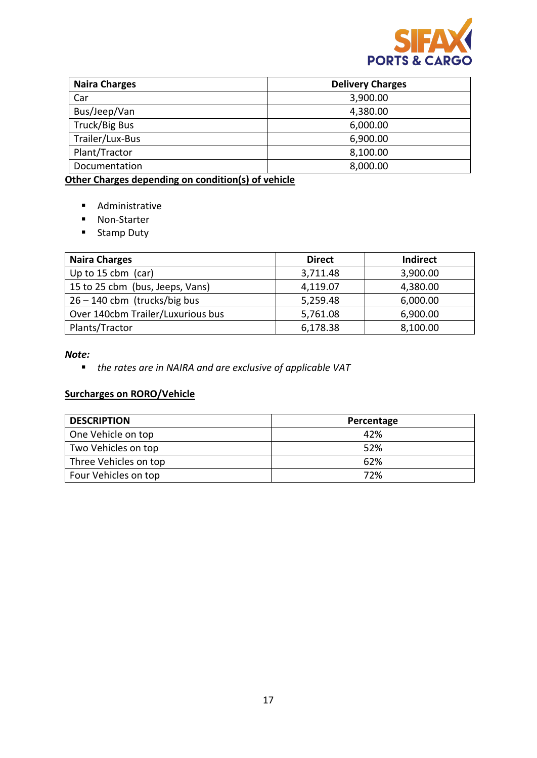| Naira Charges | Delivery Charges |
|---|---|
| Car | 3,900.00 |
| Bus/Jeep/Van | 4,380.00 |
| Truck/Big Bus | 6,000.00 |
| Trailer/Lux-Bus | 6,900.00 |
| Plant/Tractor | 8,100.00 |
| Documentation | 8,000.00 |

**Other Charges depending on condition(s) of vehicle**

- Administrative
- Non-Starter
- Stamp Duty

| Naira Charges | Direct | Indirect |
|---|---|---|
| Up to 15 cbm (car) | 3,711.48 | 3,900.00 |
| 15 to 25 cbm (bus, Jeeps, Vans) | 4,119.07 | 4,380.00 |
| 26 – 140 cbm (trucks/big bus | 5,259.48 | 6,000.00 |
| Over 140cbm Trailer/Luxurious bus | 5,761.08 | 6,900.00 |
| Plants/Tractor | 6,178.38 | 8,100.00 |

***Note:***

- *the rates are in NAIRA and are exclusive of applicable VAT*

**Surcharges on RORO/Vehicle**

| DESCRIPTION | Percentage |
|---|---|
| One Vehicle on top | 42% |
| Two Vehicles on top | 52% |
| Three Vehicles on top | 62% |
| Four Vehicles on top | 72% |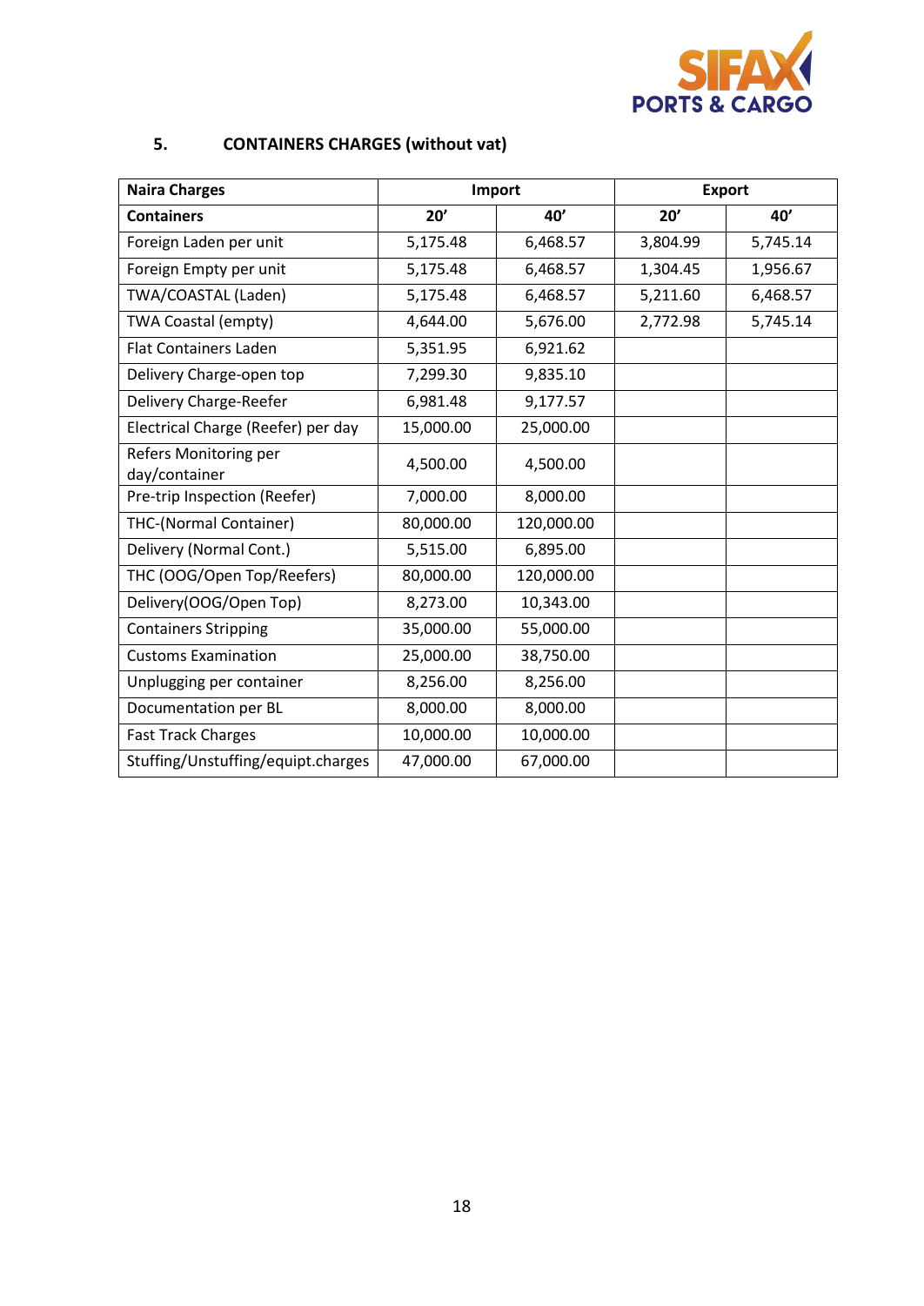## 5. CONTAINERS CHARGES (without vat)

| Naira Charges | Import | | Export | |
|---|---|---|---|---|
| **Containers** | **20'** | **40'** | **20'** | **40'** |
| Foreign Laden per unit | 5,175.48 | 6,468.57 | 3,804.99 | 5,745.14 |
| Foreign Empty per unit | 5,175.48 | 6,468.57 | 1,304.45 | 1,956.67 |
| TWA/COASTAL (Laden) | 5,175.48 | 6,468.57 | 5,211.60 | 6,468.57 |
| TWA Coastal (empty) | 4,644.00 | 5,676.00 | 2,772.98 | 5,745.14 |
| Flat Containers Laden | 5,351.95 | 6,921.62 | | |
| Delivery Charge-open top | 7,299.30 | 9,835.10 | | |
| Delivery Charge-Reefer | 6,981.48 | 9,177.57 | | |
| Electrical Charge (Reefer) per day | 15,000.00 | 25,000.00 | | |
| Refers Monitoring per day/container | 4,500.00 | 4,500.00 | | |
| Pre-trip Inspection (Reefer) | 7,000.00 | 8,000.00 | | |
| THC-(Normal Container) | 80,000.00 | 120,000.00 | | |
| Delivery (Normal Cont.) | 5,515.00 | 6,895.00 | | |
| THC (OOG/Open Top/Reefers) | 80,000.00 | 120,000.00 | | |
| Delivery(OOG/Open Top) | 8,273.00 | 10,343.00 | | |
| Containers Stripping | 35,000.00 | 55,000.00 | | |
| Customs Examination | 25,000.00 | 38,750.00 | | |
| Unplugging per container | 8,256.00 | 8,256.00 | | |
| Documentation per BL | 8,000.00 | 8,000.00 | | |
| Fast Track Charges | 10,000.00 | 10,000.00 | | |
| Stuffing/Unstuffing/equipt.charges | 47,000.00 | 67,000.00 | | |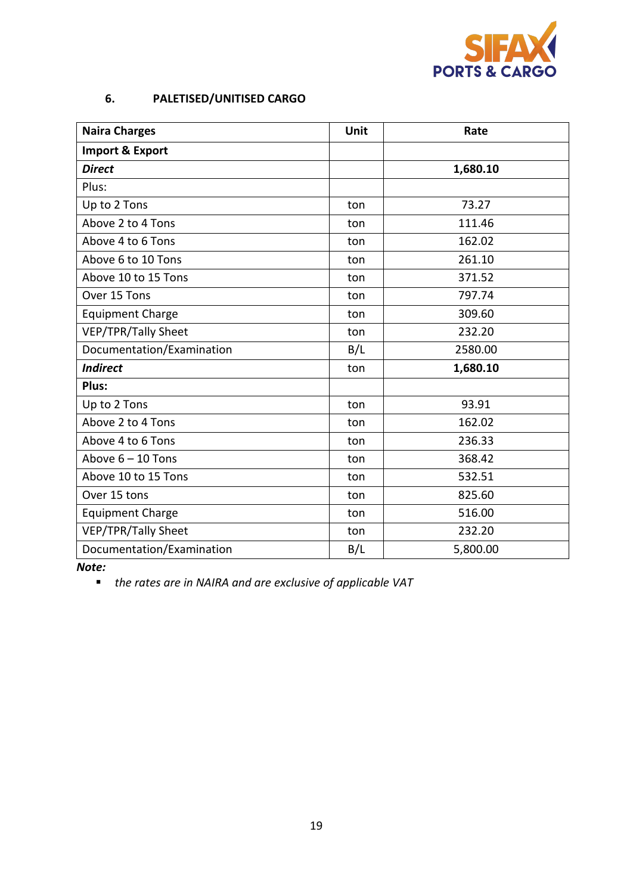## 6. PALETISED/UNITISED CARGO

| Naira Charges | Unit | Rate |
|---|---|---|
| **Import & Export** | | |
| ***Direct*** | | **1,680.10** |
| Plus: | | |
| Up to 2 Tons | ton | 73.27 |
| Above 2 to 4 Tons | ton | 111.46 |
| Above 4 to 6 Tons | ton | 162.02 |
| Above 6 to 10 Tons | ton | 261.10 |
| Above 10 to 15 Tons | ton | 371.52 |
| Over 15 Tons | ton | 797.74 |
| Equipment Charge | ton | 309.60 |
| VEP/TPR/Tally Sheet | ton | 232.20 |
| Documentation/Examination | B/L | 2580.00 |
| ***Indirect*** | ton | **1,680.10** |
| **Plus:** | | |
| Up to 2 Tons | ton | 93.91 |
| Above 2 to 4 Tons | ton | 162.02 |
| Above 4 to 6 Tons | ton | 236.33 |
| Above 6 – 10 Tons | ton | 368.42 |
| Above 10 to 15 Tons | ton | 532.51 |
| Over 15 tons | ton | 825.60 |
| Equipment Charge | ton | 516.00 |
| VEP/TPR/Tally Sheet | ton | 232.20 |
| Documentation/Examination | B/L | 5,800.00 |

***Note:***

- *the rates are in NAIRA and are exclusive of applicable VAT*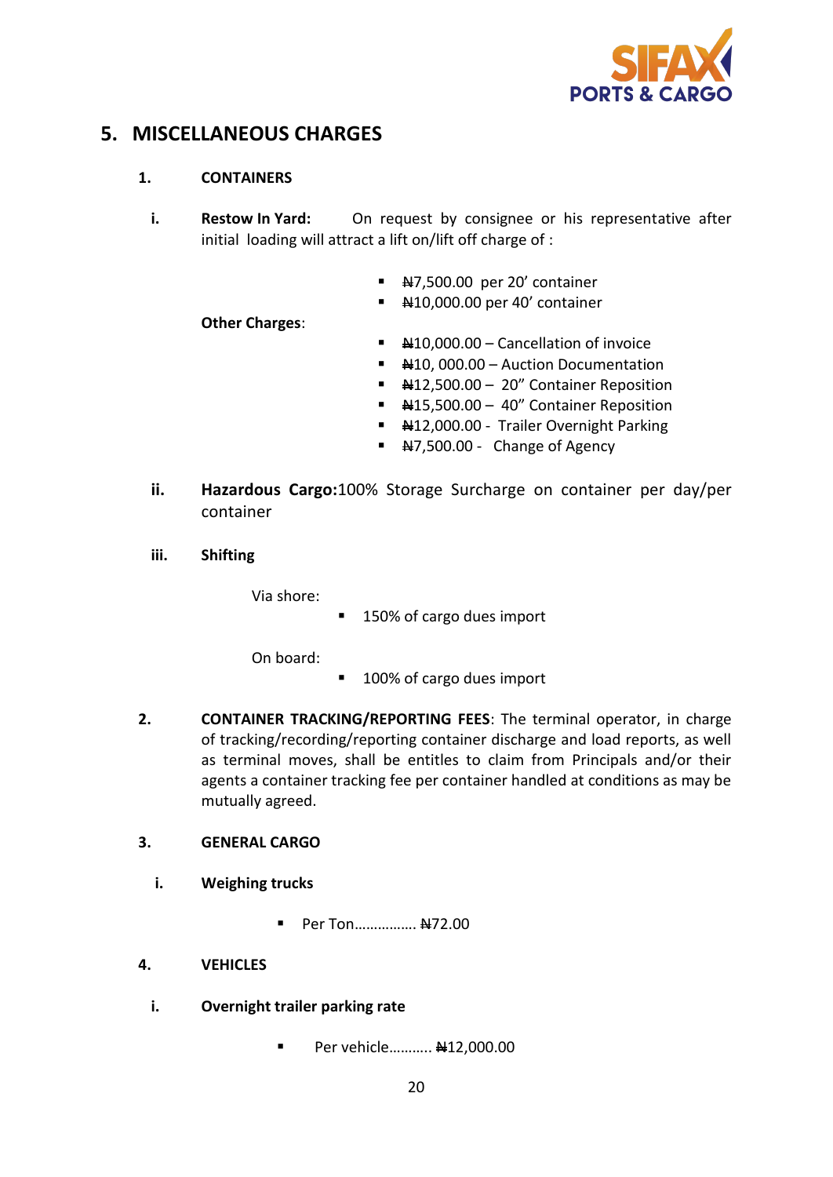## 5. MISCELLANEOUS CHARGES

**1. CONTAINERS**

**i. Restow In Yard:** On request by consignee or his representative after initial loading will attract a lift on/lift off charge of :

- ₦7,500.00 per 20’ container
- ₦10,000.00 per 40’ container

**Other Charges**:

- ₦10,000.00 – Cancellation of invoice
- ₦10, 000.00 – Auction Documentation
- ₦12,500.00 – 20” Container Reposition
- ₦15,500.00 – 40” Container Reposition
- ₦12,000.00 - Trailer Overnight Parking
- ₦7,500.00 - Change of Agency

**ii. Hazardous Cargo:**100% Storage Surcharge on container per day/per container

**iii. Shifting**

Via shore:

- 150% of cargo dues import

On board:

- 100% of cargo dues import

**2. CONTAINER TRACKING/REPORTING FEES**: The terminal operator, in charge of tracking/recording/reporting container discharge and load reports, as well as terminal moves, shall be entitles to claim from Principals and/or their agents a container tracking fee per container handled at conditions as may be mutually agreed.

**3. GENERAL CARGO**

**i. Weighing trucks**

- Per Ton……………. ₦72.00

**4. VEHICLES**

**i. Overnight trailer parking rate**

- Per vehicle……….. ₦12,000.00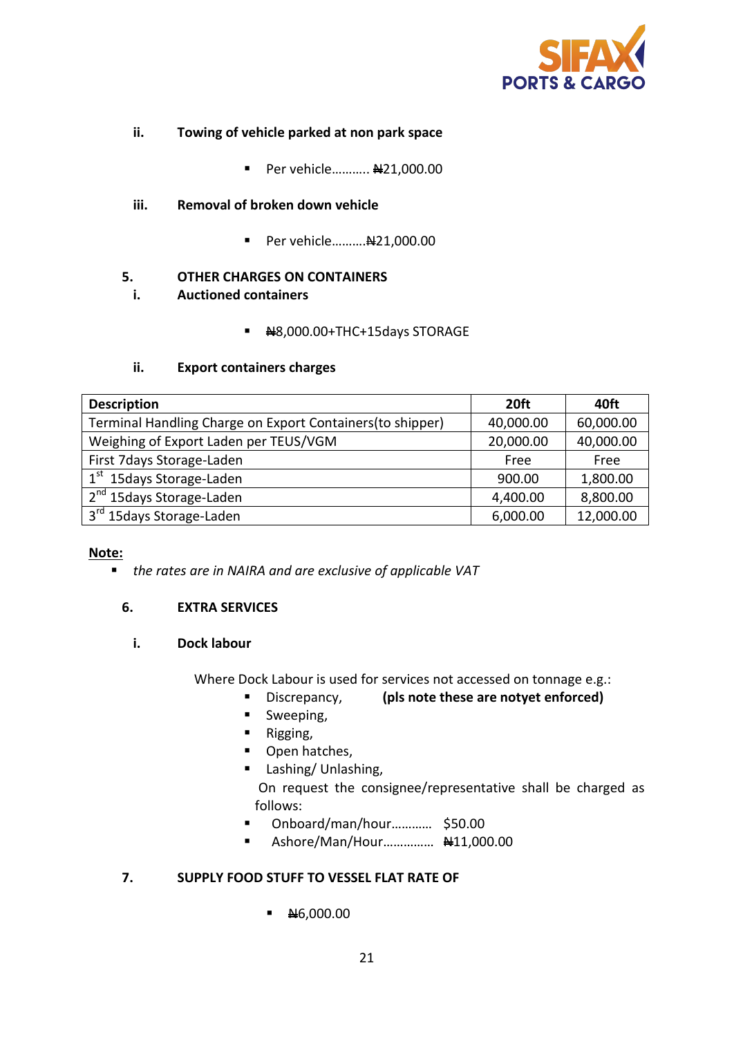**ii. Towing of vehicle parked at non park space**

- Per vehicle……….. ₦21,000.00

**iii. Removal of broken down vehicle**

- Per vehicle……….₦21,000.00

**5. OTHER CHARGES ON CONTAINERS**

**i. Auctioned containers**

- ₦8,000.00+THC+15days STORAGE

**ii. Export containers charges**

| Description | 20ft | 40ft |
|---|---|---|
| Terminal Handling Charge on Export Containers(to shipper) | 40,000.00 | 60,000.00 |
| Weighing of Export Laden per TEUS/VGM | 20,000.00 | 40,000.00 |
| First 7days Storage-Laden | Free | Free |
| 1st 15days Storage-Laden | 900.00 | 1,800.00 |
| 2nd 15days Storage-Laden | 4,400.00 | 8,800.00 |
| 3rd 15days Storage-Laden | 6,000.00 | 12,000.00 |

**Note:**

- *the rates are in NAIRA and are exclusive of applicable VAT*

**6. EXTRA SERVICES**

**i. Dock labour**

Where Dock Labour is used for services not accessed on tonnage e.g.:

- Discrepancy, **(pls note these are notyet enforced)**
- Sweeping,
- Rigging,
- Open hatches,
- Lashing/ Unlashing,

On request the consignee/representative shall be charged as follows:

- Onboard/man/hour………… $50.00
- Ashore/Man/Hour…………… ₦11,000.00

**7. SUPPLY FOOD STUFF TO VESSEL FLAT RATE OF**

- ₦6,000.00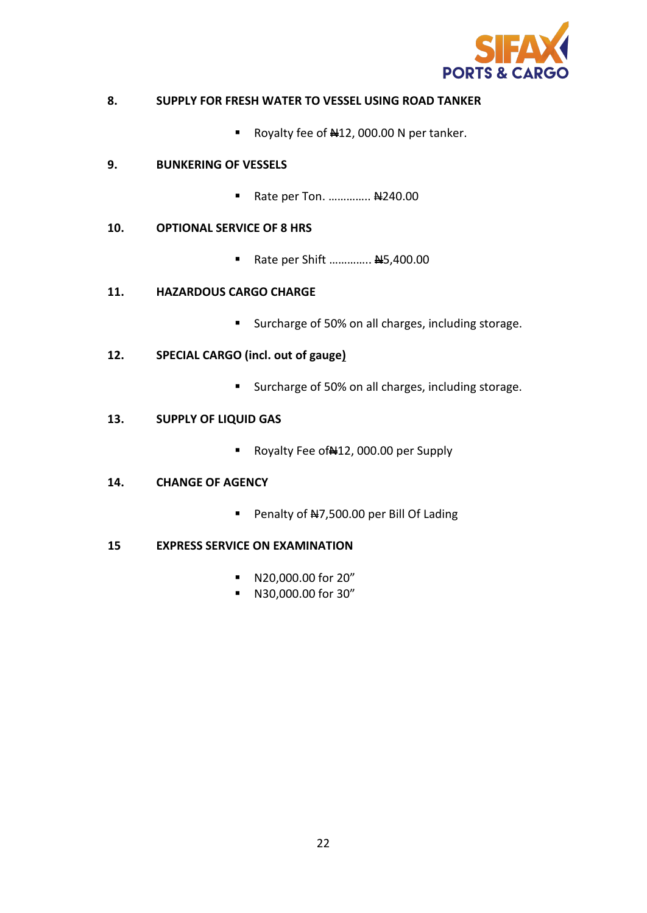**8. SUPPLY FOR FRESH WATER TO VESSEL USING ROAD TANKER**

- Royalty fee of ₦12, 000.00 N per tanker.

**9. BUNKERING OF VESSELS**

- Rate per Ton. ………….. ₦240.00

**10. OPTIONAL SERVICE OF 8 HRS**

- Rate per Shift ………….. ₦5,400.00

**11. HAZARDOUS CARGO CHARGE**

- Surcharge of 50% on all charges, including storage.

**12. SPECIAL CARGO (incl. out of gauge)**

- Surcharge of 50% on all charges, including storage.

**13. SUPPLY OF LIQUID GAS**

- Royalty Fee of₦12, 000.00 per Supply

**14. CHANGE OF AGENCY**

- Penalty of ₦7,500.00 per Bill Of Lading

**15 EXPRESS SERVICE ON EXAMINATION**

- N20,000.00 for 20"
- N30,000.00 for 30"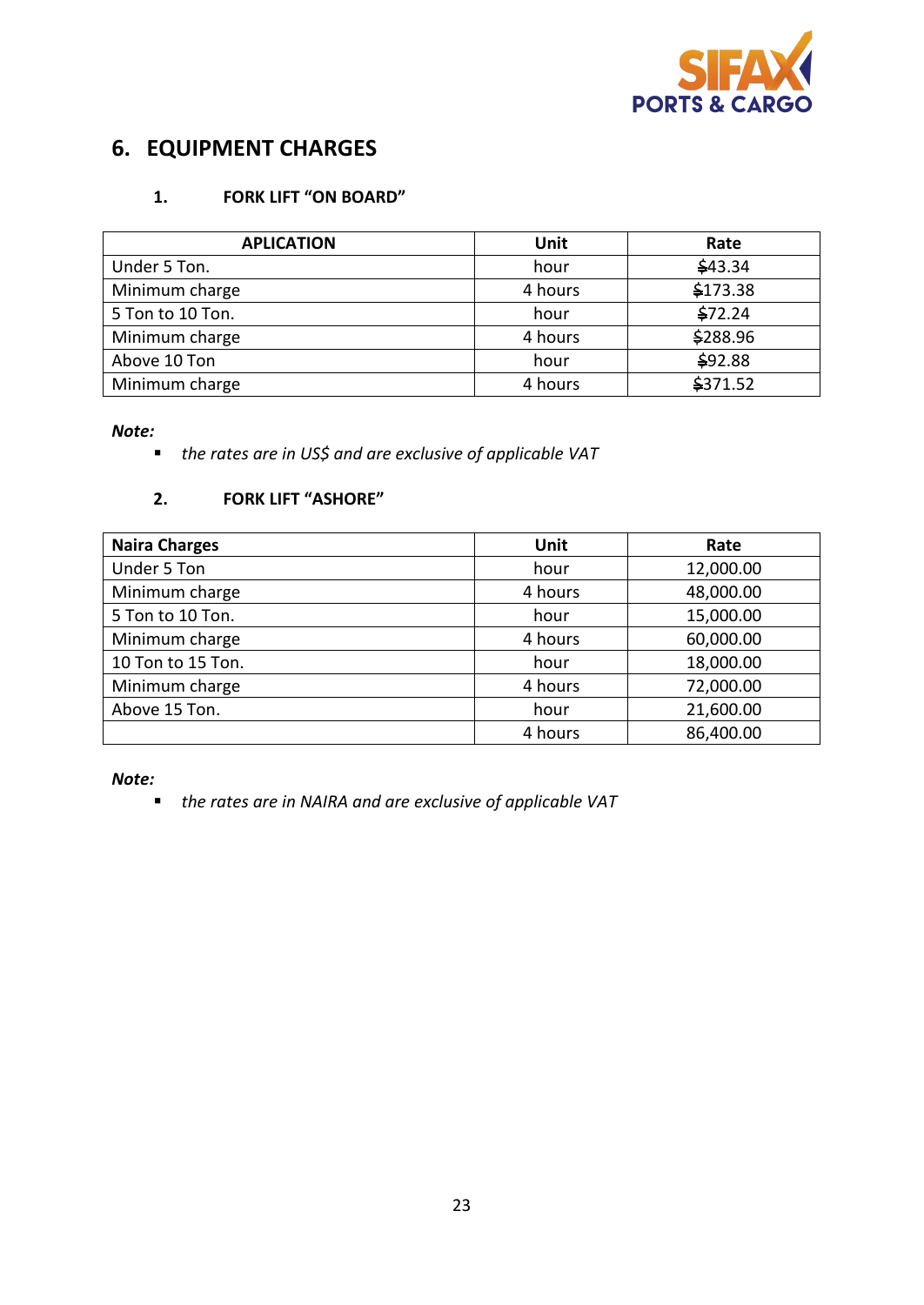## 6. EQUIPMENT CHARGES

### 1. FORK LIFT "ON BOARD"

| APLICATION | Unit | Rate |
|---|---|---|
| Under 5 Ton. | hour | $43.34 |
| Minimum charge | 4 hours | $173.38 |
| 5 Ton to 10 Ton. | hour | $72.24 |
| Minimum charge | 4 hours | $288.96 |
| Above 10 Ton | hour | $92.88 |
| Minimum charge | 4 hours | $371.52 |

***Note:***

- *the rates are in US$ and are exclusive of applicable VAT*

### 2. FORK LIFT "ASHORE"

| Naira Charges | Unit | Rate |
|---|---|---|
| Under 5 Ton | hour | 12,000.00 |
| Minimum charge | 4 hours | 48,000.00 |
| 5 Ton to 10 Ton. | hour | 15,000.00 |
| Minimum charge | 4 hours | 60,000.00 |
| 10 Ton to 15 Ton. | hour | 18,000.00 |
| Minimum charge | 4 hours | 72,000.00 |
| Above 15 Ton. | hour | 21,600.00 |
| | 4 hours | 86,400.00 |

***Note:***

- *the rates are in NAIRA and are exclusive of applicable VAT*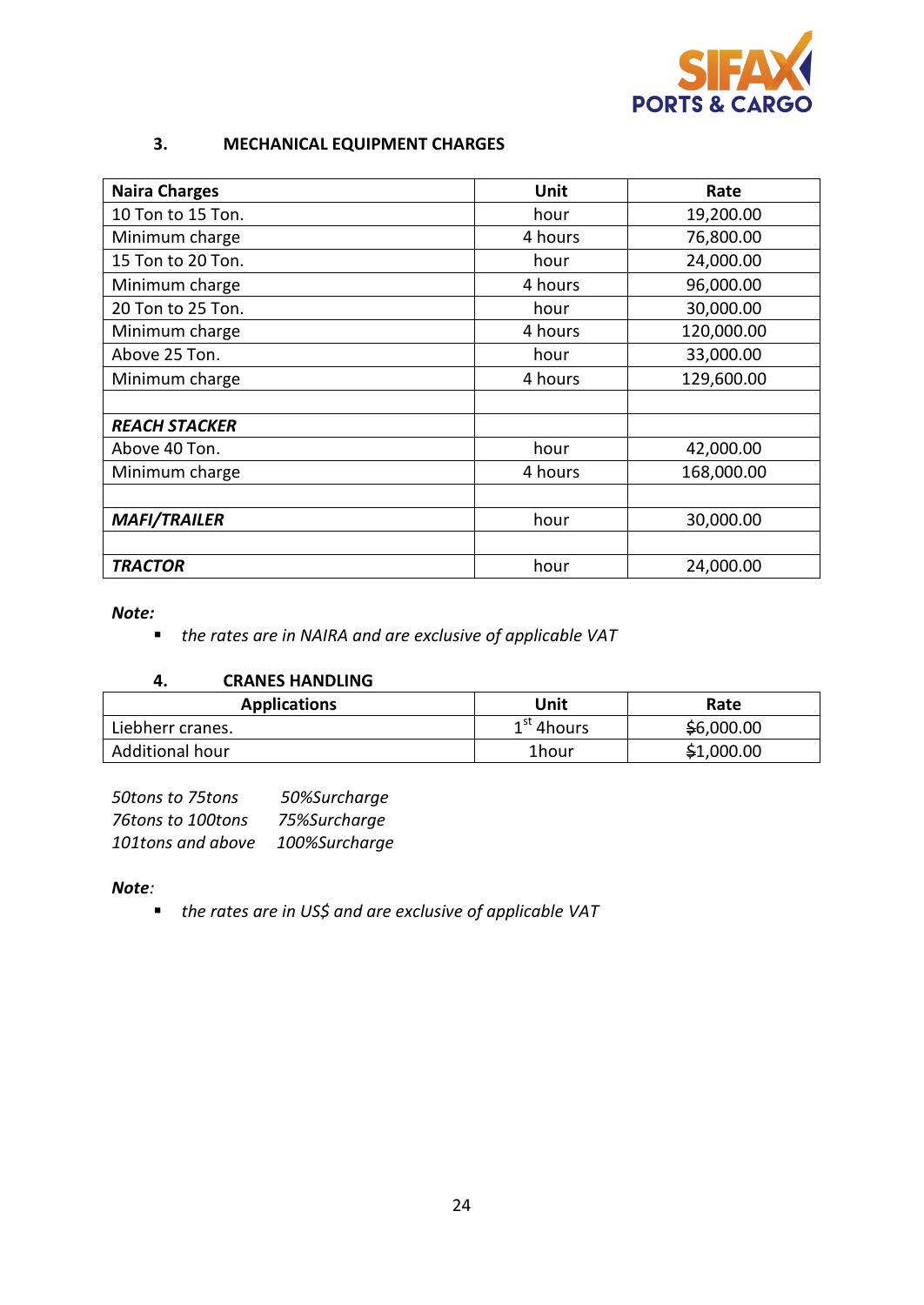### 3. MECHANICAL EQUIPMENT CHARGES

| **Naira Charges** | **Unit** | **Rate** |
|---|---|---|
| 10 Ton to 15 Ton. | hour | 19,200.00 |
| Minimum charge | 4 hours | 76,800.00 |
| 15 Ton to 20 Ton. | hour | 24,000.00 |
| Minimum charge | 4 hours | 96,000.00 |
| 20 Ton to 25 Ton. | hour | 30,000.00 |
| Minimum charge | 4 hours | 120,000.00 |
| Above 25 Ton. | hour | 33,000.00 |
| Minimum charge | 4 hours | 129,600.00 |
| | | |
| ***REACH STACKER*** | | |
| Above 40 Ton. | hour | 42,000.00 |
| Minimum charge | 4 hours | 168,000.00 |
| | | |
| ***MAFI/TRAILER*** | hour | 30,000.00 |
| | | |
| ***TRACTOR*** | hour | 24,000.00 |

***Note:***

- *the rates are in NAIRA and are exclusive of applicable VAT*

### 4. CRANES HANDLING

| **Applications** | **Unit** | **Rate** |
|---|---|---|
| Liebherr cranes. | 1st 4hours | $6,000.00 |
| Additional hour | 1hour | $1,000.00 |

*50tons to 75tons* *50%Surcharge*
*76tons to 100tons* *75%Surcharge*
*101tons and above* *100%Surcharge*

***Note**:*

- *the rates are in US$ and are exclusive of applicable VAT*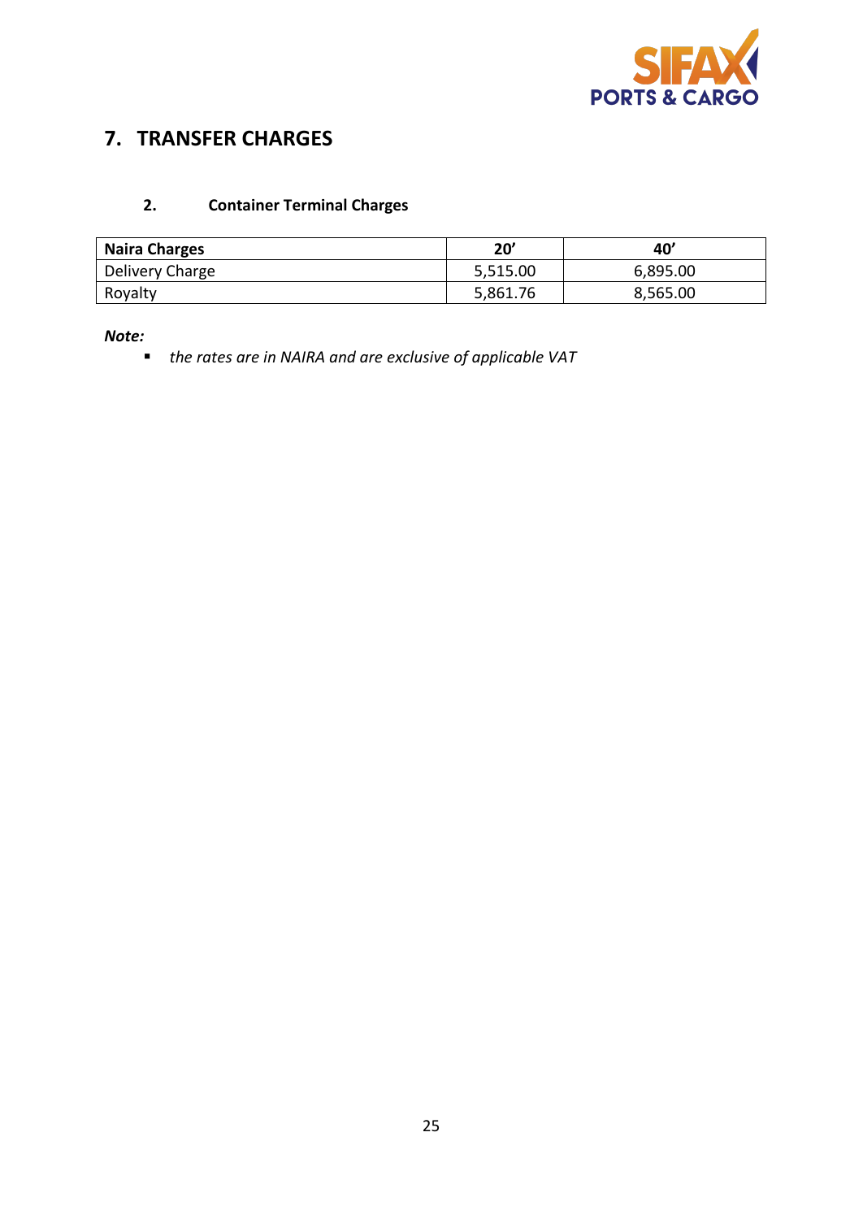## 7. TRANSFER CHARGES

### 2. Container Terminal Charges

| Naira Charges | 20' | 40' |
|---|---|---|
| Delivery Charge | 5,515.00 | 6,895.00 |
| Royalty | 5,861.76 | 8,565.00 |

***Note:***

- *the rates are in NAIRA and are exclusive of applicable VAT*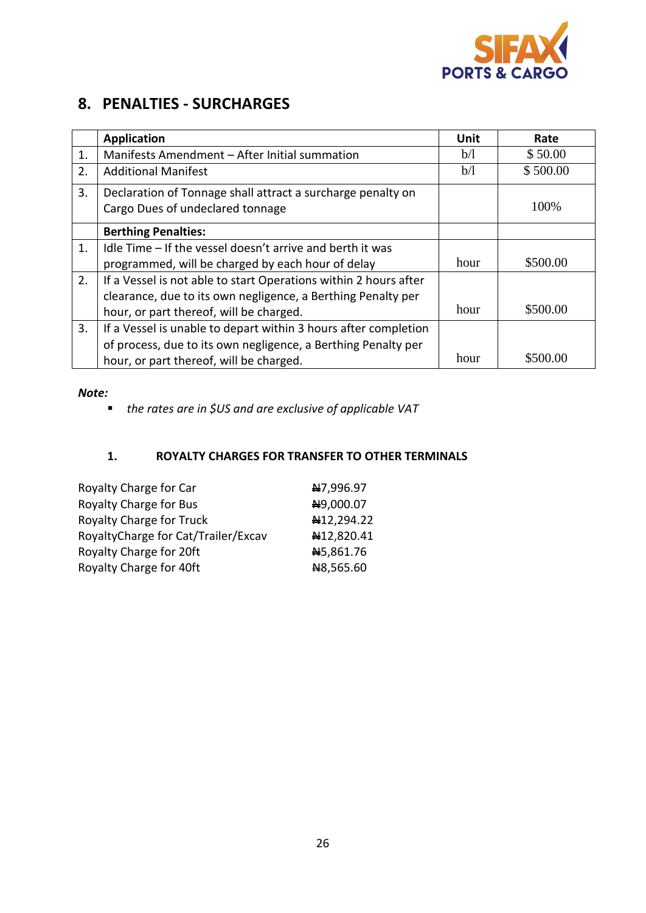## 8. PENALTIES - SURCHARGES

| | Application | Unit | Rate |
|---|---|---|---|
| 1. | Manifests Amendment – After Initial summation | b/l | $ 50.00 |
| 2. | Additional Manifest | b/l | $ 500.00 |
| 3. | Declaration of Tonnage shall attract a surcharge penalty on Cargo Dues of undeclared tonnage | | 100% |
| | **Berthing Penalties:** | | |
| 1. | Idle Time – If the vessel doesn't arrive and berth it was programmed, will be charged by each hour of delay | hour | $500.00 |
| 2. | If a Vessel is not able to start Operations within 2 hours after clearance, due to its own negligence, a Berthing Penalty per hour, or part thereof, will be charged. | hour | $500.00 |
| 3. | If a Vessel is unable to depart within 3 hours after completion of process, due to its own negligence, a Berthing Penalty per hour, or part thereof, will be charged. | hour | $500.00 |

***Note:***

- *the rates are in $US and are exclusive of applicable VAT*

### 1. ROYALTY CHARGES FOR TRANSFER TO OTHER TERMINALS

| | |
|---|---|
| Royalty Charge for Car | ₦7,996.97 |
| Royalty Charge for Bus | ₦9,000.07 |
| Royalty Charge for Truck | ₦12,294.22 |
| RoyaltyCharge for Cat/Trailer/Excav | ₦12,820.41 |
| Royalty Charge for 20ft | ₦5,861.76 |
| Royalty Charge for 40ft | ₦8,565.60 |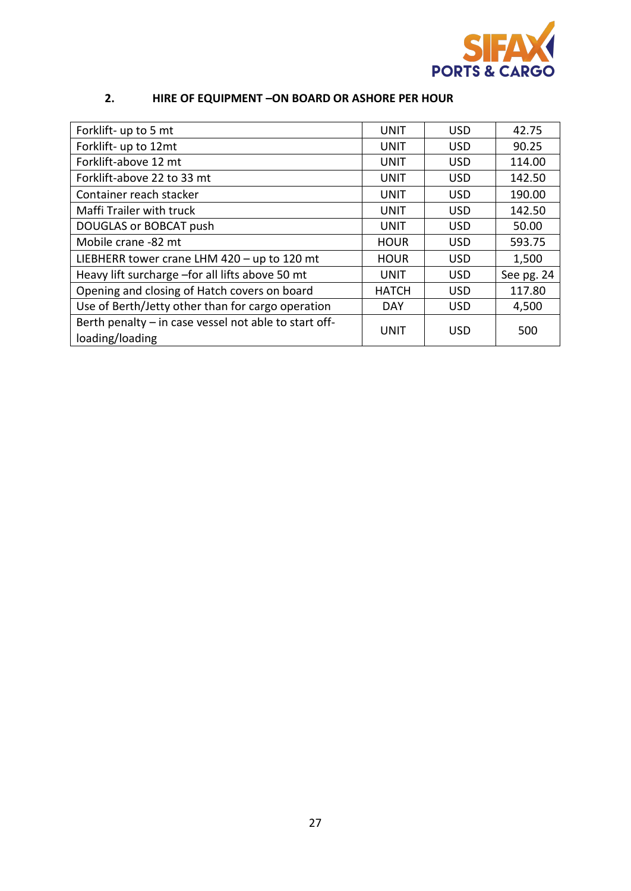## 2. HIRE OF EQUIPMENT –ON BOARD OR ASHORE PER HOUR

| | | | |
|---|---|---|---|
| Forklift- up to 5 mt | UNIT | USD | 42.75 |
| Forklift- up to 12mt | UNIT | USD | 90.25 |
| Forklift-above 12 mt | UNIT | USD | 114.00 |
| Forklift-above 22 to 33 mt | UNIT | USD | 142.50 |
| Container reach stacker | UNIT | USD | 190.00 |
| Maffi Trailer with truck | UNIT | USD | 142.50 |
| DOUGLAS or BOBCAT push | UNIT | USD | 50.00 |
| Mobile crane -82 mt | HOUR | USD | 593.75 |
| LIEBHERR tower crane LHM 420 – up to 120 mt | HOUR | USD | 1,500 |
| Heavy lift surcharge –for all lifts above 50 mt | UNIT | USD | See pg. 24 |
| Opening and closing of Hatch covers on board | HATCH | USD | 117.80 |
| Use of Berth/Jetty other than for cargo operation | DAY | USD | 4,500 |
| Berth penalty – in case vessel not able to start off-loading/loading | UNIT | USD | 500 |